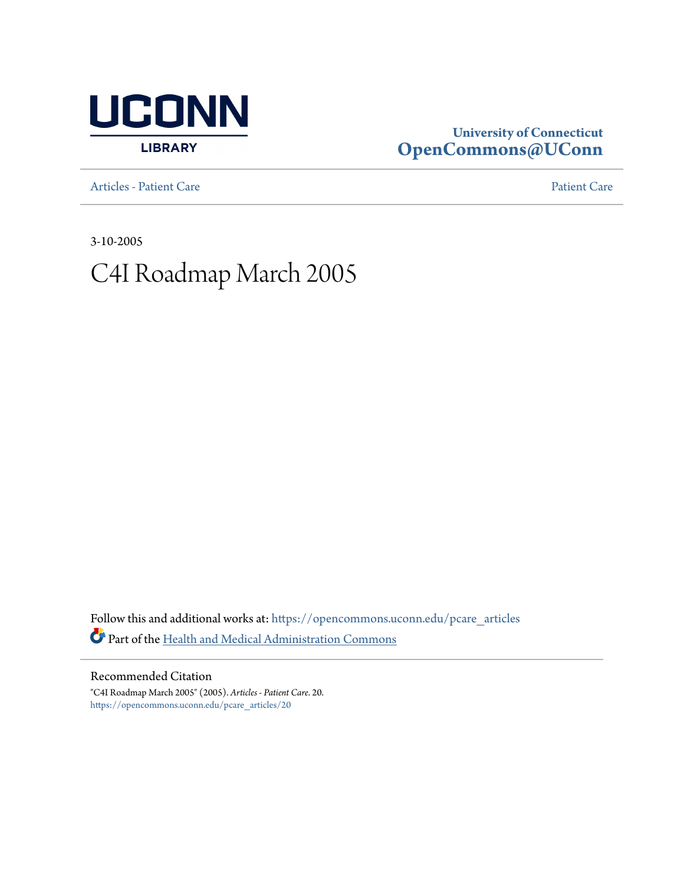UCONN LIBRARY

University of Connecticut
OpenCommons@UConn

Articles - Patient Care | Patient Care

3-10-2005

# C4I Roadmap March 2005

Follow this and additional works at: https://opencommons.uconn.edu/pcare_articles

Part of the Health and Medical Administration Commons

## Recommended Citation

"C4I Roadmap March 2005" (2005). *Articles - Patient Care*. 20.
https://opencommons.uconn.edu/pcare_articles/20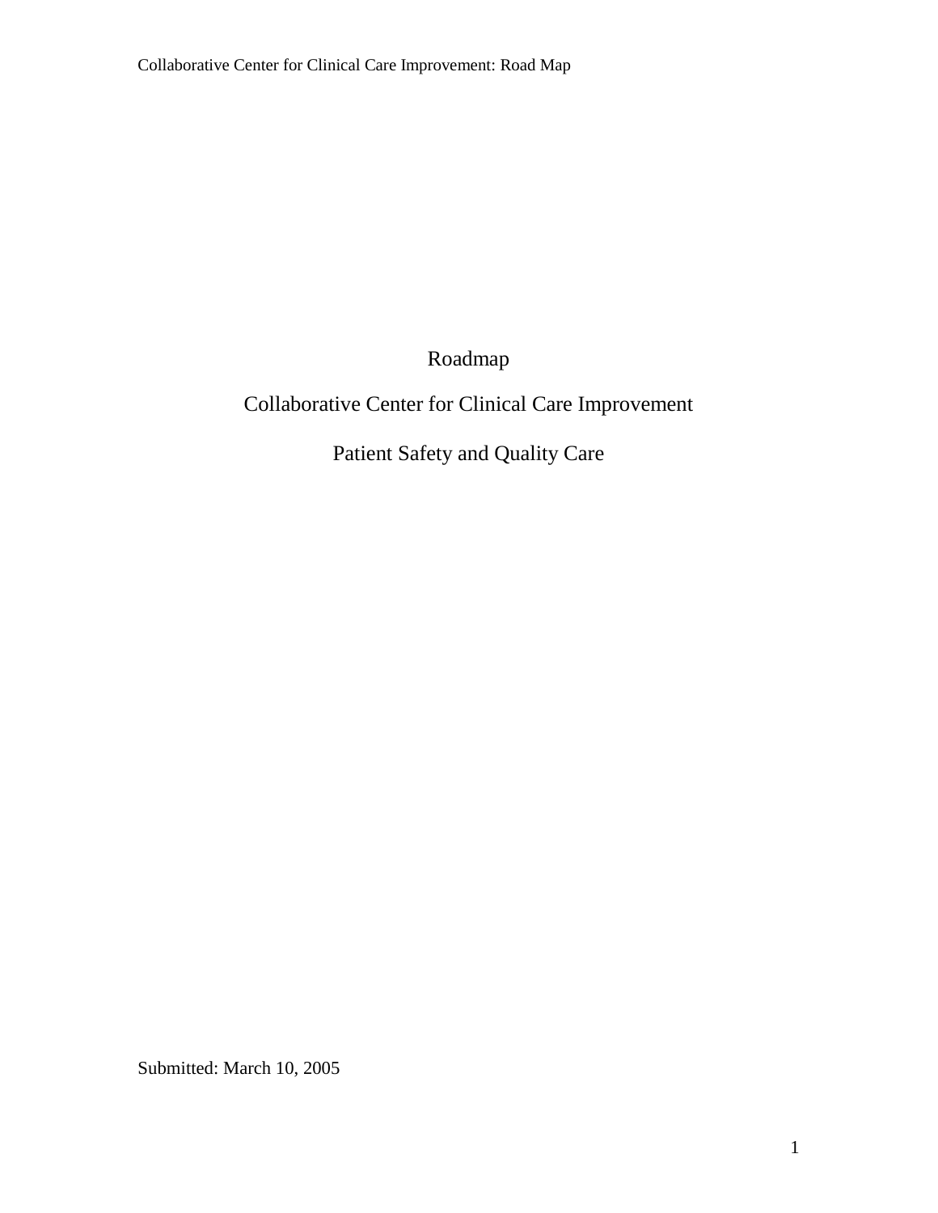# Roadmap

## Collaborative Center for Clinical Care Improvement

## Patient Safety and Quality Care

Submitted: March 10, 2005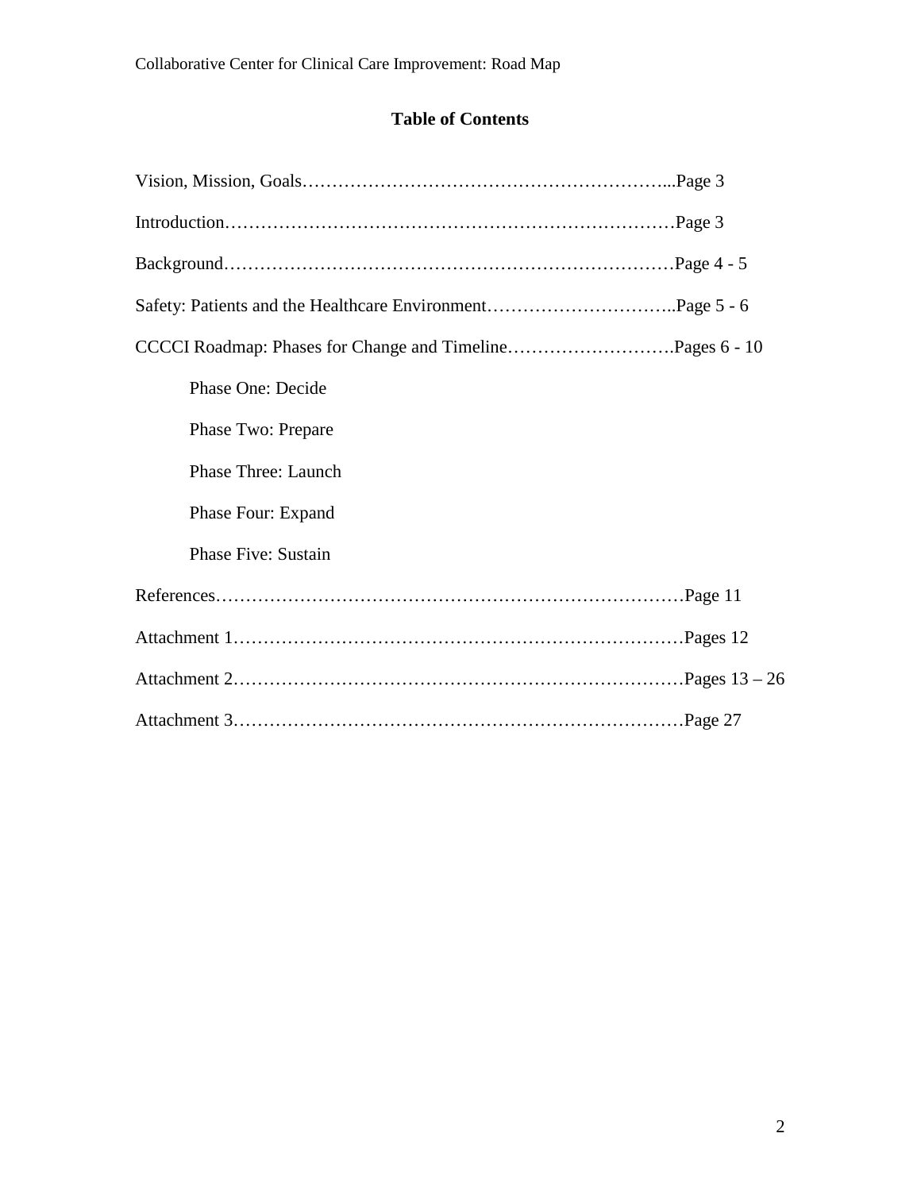# Table of Contents

Vision, Mission, Goals……………………………………………………...Page 3

Introduction…………………………………………………………………Page 3

Background…………………………………………………………………Page 4 - 5

Safety: Patients and the Healthcare Environment…………………………..Page 5 - 6

CCCCI Roadmap: Phases for Change and Timeline……………………….Pages 6 - 10

- Phase One: Decide
- Phase Two: Prepare
- Phase Three: Launch
- Phase Four: Expand
- Phase Five: Sustain

References……………………………………………………………………Page 11

Attachment 1…………………………………………………………………Pages 12

Attachment 2…………………………………………………………………Pages 13 – 26

Attachment 3…………………………………………………………………Page 27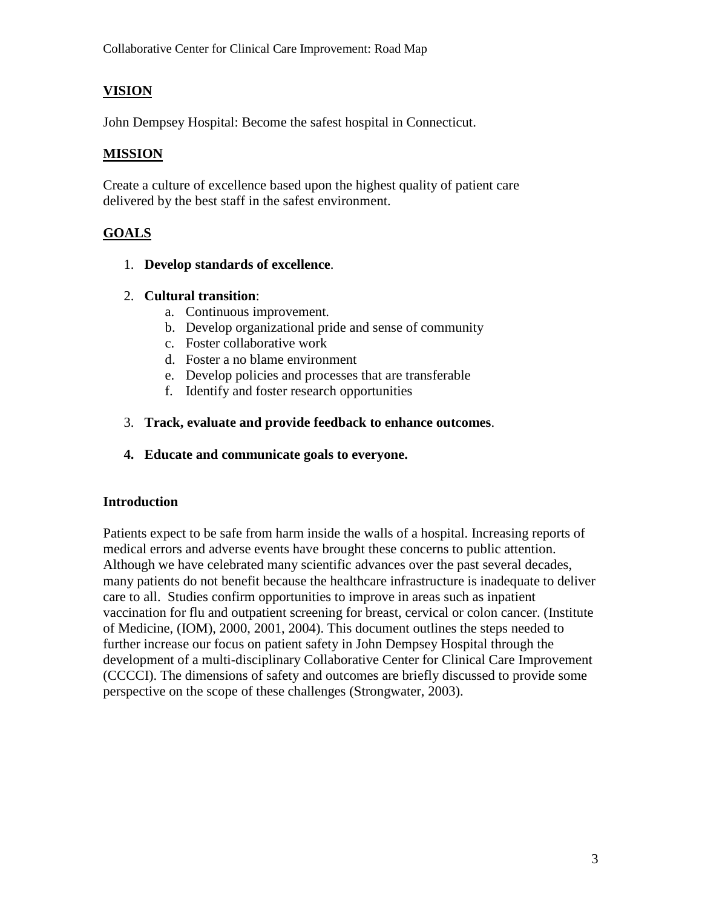## VISION

John Dempsey Hospital: Become the safest hospital in Connecticut.

## MISSION

Create a culture of excellence based upon the highest quality of patient care delivered by the best staff in the safest environment.

## GOALS

1. **Develop standards of excellence**.

2. **Cultural transition**:
   a. Continuous improvement.
   b. Develop organizational pride and sense of community
   c. Foster collaborative work
   d. Foster a no blame environment
   e. Develop policies and processes that are transferable
   f. Identify and foster research opportunities

3. **Track, evaluate and provide feedback to enhance outcomes**.

4. **Educate and communicate goals to everyone.**

### Introduction

Patients expect to be safe from harm inside the walls of a hospital. Increasing reports of medical errors and adverse events have brought these concerns to public attention. Although we have celebrated many scientific advances over the past several decades, many patients do not benefit because the healthcare infrastructure is inadequate to deliver care to all. Studies confirm opportunities to improve in areas such as inpatient vaccination for flu and outpatient screening for breast, cervical or colon cancer. (Institute of Medicine, (IOM), 2000, 2001, 2004). This document outlines the steps needed to further increase our focus on patient safety in John Dempsey Hospital through the development of a multi-disciplinary Collaborative Center for Clinical Care Improvement (CCCCI). The dimensions of safety and outcomes are briefly discussed to provide some perspective on the scope of these challenges (Strongwater, 2003).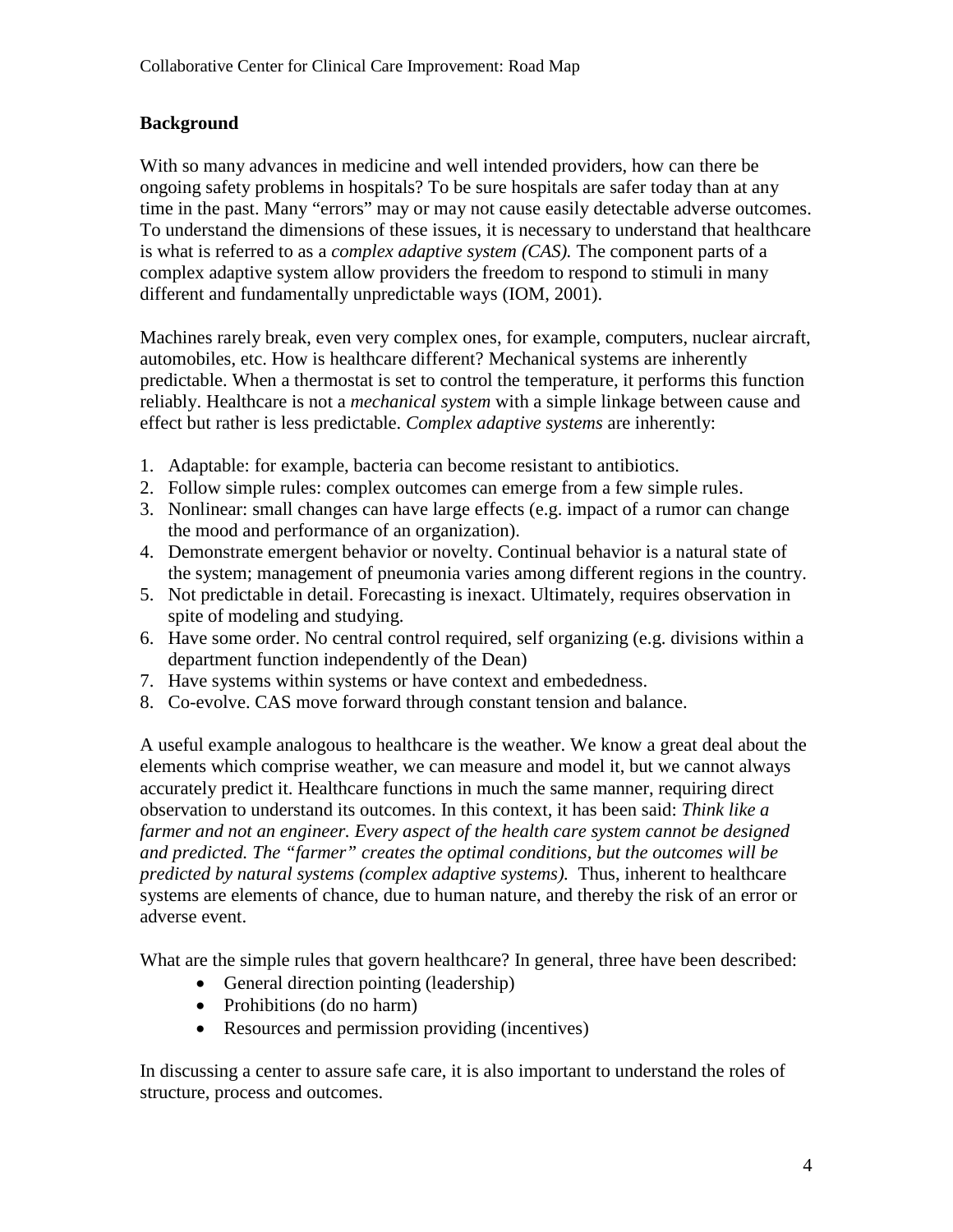## Background

With so many advances in medicine and well intended providers, how can there be ongoing safety problems in hospitals? To be sure hospitals are safer today than at any time in the past. Many "errors" may or may not cause easily detectable adverse outcomes. To understand the dimensions of these issues, it is necessary to understand that healthcare is what is referred to as a *complex adaptive system (CAS).* The component parts of a complex adaptive system allow providers the freedom to respond to stimuli in many different and fundamentally unpredictable ways (IOM, 2001).

Machines rarely break, even very complex ones, for example, computers, nuclear aircraft, automobiles, etc. How is healthcare different? Mechanical systems are inherently predictable. When a thermostat is set to control the temperature, it performs this function reliably. Healthcare is not a *mechanical system* with a simple linkage between cause and effect but rather is less predictable. *Complex adaptive systems* are inherently:

1. Adaptable: for example, bacteria can become resistant to antibiotics.
2. Follow simple rules: complex outcomes can emerge from a few simple rules.
3. Nonlinear: small changes can have large effects (e.g. impact of a rumor can change the mood and performance of an organization).
4. Demonstrate emergent behavior or novelty. Continual behavior is a natural state of the system; management of pneumonia varies among different regions in the country.
5. Not predictable in detail. Forecasting is inexact. Ultimately, requires observation in spite of modeling and studying.
6. Have some order. No central control required, self organizing (e.g. divisions within a department function independently of the Dean)
7. Have systems within systems or have context and embededness.
8. Co-evolve. CAS move forward through constant tension and balance.

A useful example analogous to healthcare is the weather. We know a great deal about the elements which comprise weather, we can measure and model it, but we cannot always accurately predict it. Healthcare functions in much the same manner, requiring direct observation to understand its outcomes. In this context, it has been said: *Think like a farmer and not an engineer. Every aspect of the health care system cannot be designed and predicted. The "farmer" creates the optimal conditions, but the outcomes will be predicted by natural systems (complex adaptive systems).* Thus, inherent to healthcare systems are elements of chance, due to human nature, and thereby the risk of an error or adverse event.

What are the simple rules that govern healthcare? In general, three have been described:

- General direction pointing (leadership)
- Prohibitions (do no harm)
- Resources and permission providing (incentives)

In discussing a center to assure safe care, it is also important to understand the roles of structure, process and outcomes.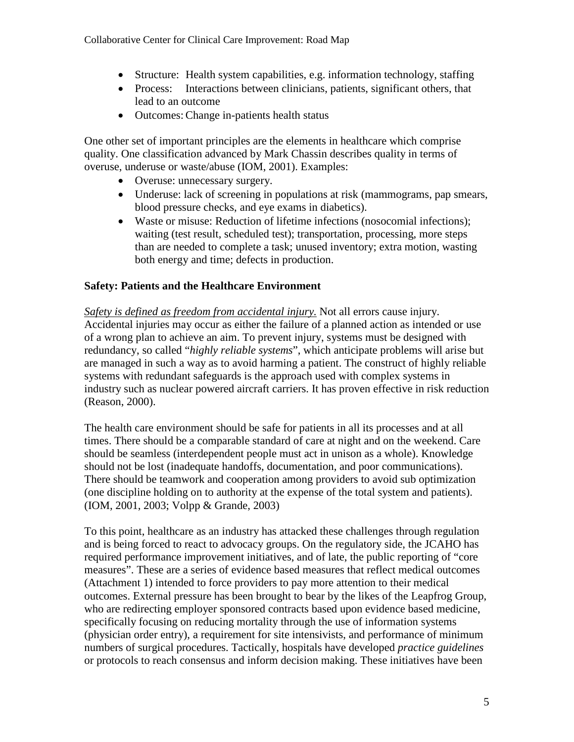- Structure: Health system capabilities, e.g. information technology, staffing
- Process: Interactions between clinicians, patients, significant others, that lead to an outcome
- Outcomes: Change in-patients health status

One other set of important principles are the elements in healthcare which comprise quality. One classification advanced by Mark Chassin describes quality in terms of overuse, underuse or waste/abuse (IOM, 2001). Examples:

- Overuse: unnecessary surgery.
- Underuse: lack of screening in populations at risk (mammograms, pap smears, blood pressure checks, and eye exams in diabetics).
- Waste or misuse: Reduction of lifetime infections (nosocomial infections); waiting (test result, scheduled test); transportation, processing, more steps than are needed to complete a task; unused inventory; extra motion, wasting both energy and time; defects in production.

**Safety: Patients and the Healthcare Environment**

*Safety is defined as freedom from accidental injury.* Not all errors cause injury. Accidental injuries may occur as either the failure of a planned action as intended or use of a wrong plan to achieve an aim. To prevent injury, systems must be designed with redundancy, so called "*highly reliable systems*", which anticipate problems will arise but are managed in such a way as to avoid harming a patient. The construct of highly reliable systems with redundant safeguards is the approach used with complex systems in industry such as nuclear powered aircraft carriers. It has proven effective in risk reduction (Reason, 2000).

The health care environment should be safe for patients in all its processes and at all times. There should be a comparable standard of care at night and on the weekend. Care should be seamless (interdependent people must act in unison as a whole). Knowledge should not be lost (inadequate handoffs, documentation, and poor communications). There should be teamwork and cooperation among providers to avoid sub optimization (one discipline holding on to authority at the expense of the total system and patients). (IOM, 2001, 2003; Volpp & Grande, 2003)

To this point, healthcare as an industry has attacked these challenges through regulation and is being forced to react to advocacy groups. On the regulatory side, the JCAHO has required performance improvement initiatives, and of late, the public reporting of "core measures". These are a series of evidence based measures that reflect medical outcomes (Attachment 1) intended to force providers to pay more attention to their medical outcomes. External pressure has been brought to bear by the likes of the Leapfrog Group, who are redirecting employer sponsored contracts based upon evidence based medicine, specifically focusing on reducing mortality through the use of information systems (physician order entry), a requirement for site intensivists, and performance of minimum numbers of surgical procedures. Tactically, hospitals have developed *practice guidelines* or protocols to reach consensus and inform decision making. These initiatives have been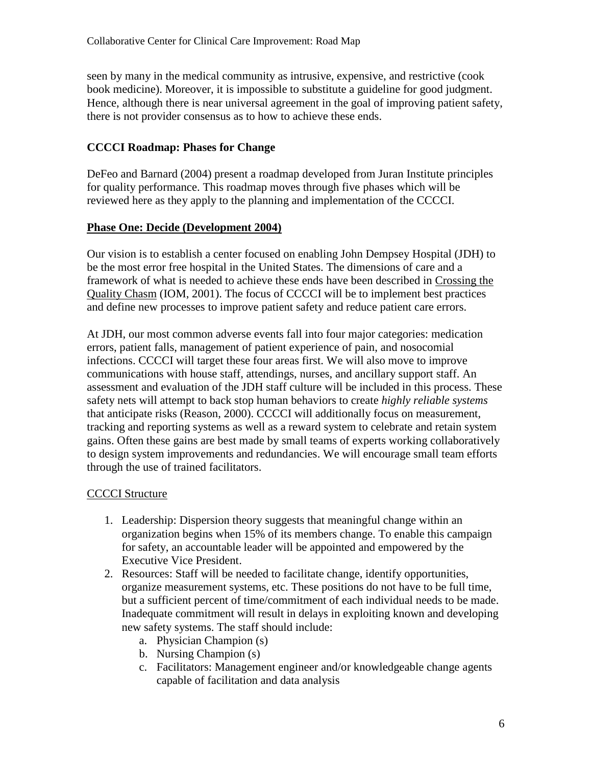seen by many in the medical community as intrusive, expensive, and restrictive (cook book medicine). Moreover, it is impossible to substitute a guideline for good judgment. Hence, although there is near universal agreement in the goal of improving patient safety, there is not provider consensus as to how to achieve these ends.

## CCCCI Roadmap: Phases for Change

DeFeo and Barnard (2004) present a roadmap developed from Juran Institute principles for quality performance. This roadmap moves through five phases which will be reviewed here as they apply to the planning and implementation of the CCCCI.

### Phase One: Decide (Development 2004)

Our vision is to establish a center focused on enabling John Dempsey Hospital (JDH) to be the most error free hospital in the United States. The dimensions of care and a framework of what is needed to achieve these ends have been described in Crossing the Quality Chasm (IOM, 2001). The focus of CCCCI will be to implement best practices and define new processes to improve patient safety and reduce patient care errors.

At JDH, our most common adverse events fall into four major categories: medication errors, patient falls, management of patient experience of pain, and nosocomial infections. CCCCI will target these four areas first. We will also move to improve communications with house staff, attendings, nurses, and ancillary support staff. An assessment and evaluation of the JDH staff culture will be included in this process. These safety nets will attempt to back stop human behaviors to create *highly reliable systems* that anticipate risks (Reason, 2000). CCCCI will additionally focus on measurement, tracking and reporting systems as well as a reward system to celebrate and retain system gains. Often these gains are best made by small teams of experts working collaboratively to design system improvements and redundancies. We will encourage small team efforts through the use of trained facilitators.

#### CCCCI Structure

1. Leadership: Dispersion theory suggests that meaningful change within an organization begins when 15% of its members change. To enable this campaign for safety, an accountable leader will be appointed and empowered by the Executive Vice President.
2. Resources: Staff will be needed to facilitate change, identify opportunities, organize measurement systems, etc. These positions do not have to be full time, but a sufficient percent of time/commitment of each individual needs to be made. Inadequate commitment will result in delays in exploiting known and developing new safety systems. The staff should include:
   a. Physician Champion (s)
   b. Nursing Champion (s)
   c. Facilitators: Management engineer and/or knowledgeable change agents capable of facilitation and data analysis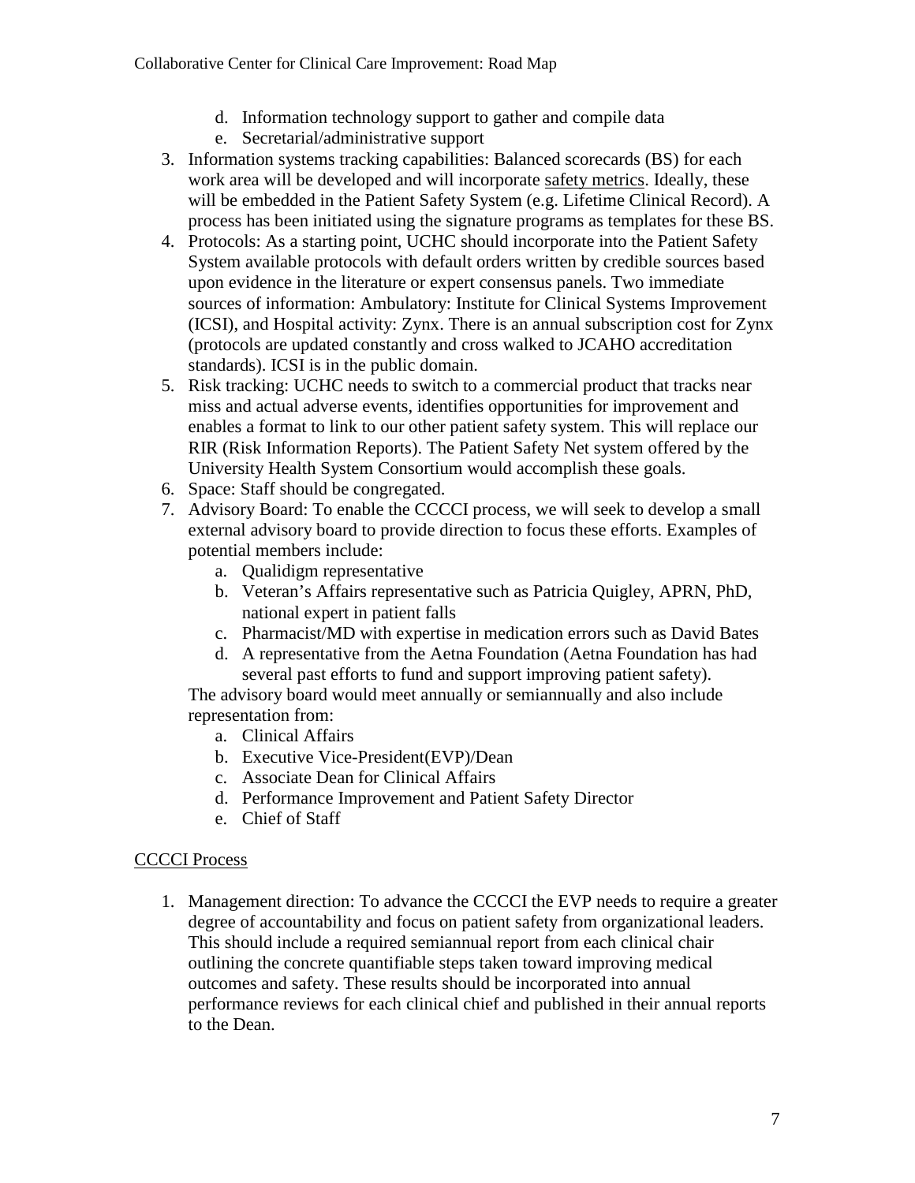d. Information technology support to gather and compile data
   e. Secretarial/administrative support

3. Information systems tracking capabilities: Balanced scorecards (BS) for each work area will be developed and will incorporate safety metrics. Ideally, these will be embedded in the Patient Safety System (e.g. Lifetime Clinical Record). A process has been initiated using the signature programs as templates for these BS.
4. Protocols: As a starting point, UCHC should incorporate into the Patient Safety System available protocols with default orders written by credible sources based upon evidence in the literature or expert consensus panels. Two immediate sources of information: Ambulatory: Institute for Clinical Systems Improvement (ICSI), and Hospital activity: Zynx. There is an annual subscription cost for Zynx (protocols are updated constantly and cross walked to JCAHO accreditation standards). ICSI is in the public domain.
5. Risk tracking: UCHC needs to switch to a commercial product that tracks near miss and actual adverse events, identifies opportunities for improvement and enables a format to link to our other patient safety system. This will replace our RIR (Risk Information Reports). The Patient Safety Net system offered by the University Health System Consortium would accomplish these goals.
6. Space: Staff should be congregated.
7. Advisory Board: To enable the CCCCI process, we will seek to develop a small external advisory board to provide direction to focus these efforts. Examples of potential members include:
   a. Qualidigm representative
   b. Veteran's Affairs representative such as Patricia Quigley, APRN, PhD, national expert in patient falls
   c. Pharmacist/MD with expertise in medication errors such as David Bates
   d. A representative from the Aetna Foundation (Aetna Foundation has had several past efforts to fund and support improving patient safety).

   The advisory board would meet annually or semiannually and also include representation from:
   a. Clinical Affairs
   b. Executive Vice-President(EVP)/Dean
   c. Associate Dean for Clinical Affairs
   d. Performance Improvement and Patient Safety Director
   e. Chief of Staff

## CCCCI Process

1. Management direction: To advance the CCCCI the EVP needs to require a greater degree of accountability and focus on patient safety from organizational leaders. This should include a required semiannual report from each clinical chair outlining the concrete quantifiable steps taken toward improving medical outcomes and safety. These results should be incorporated into annual performance reviews for each clinical chief and published in their annual reports to the Dean.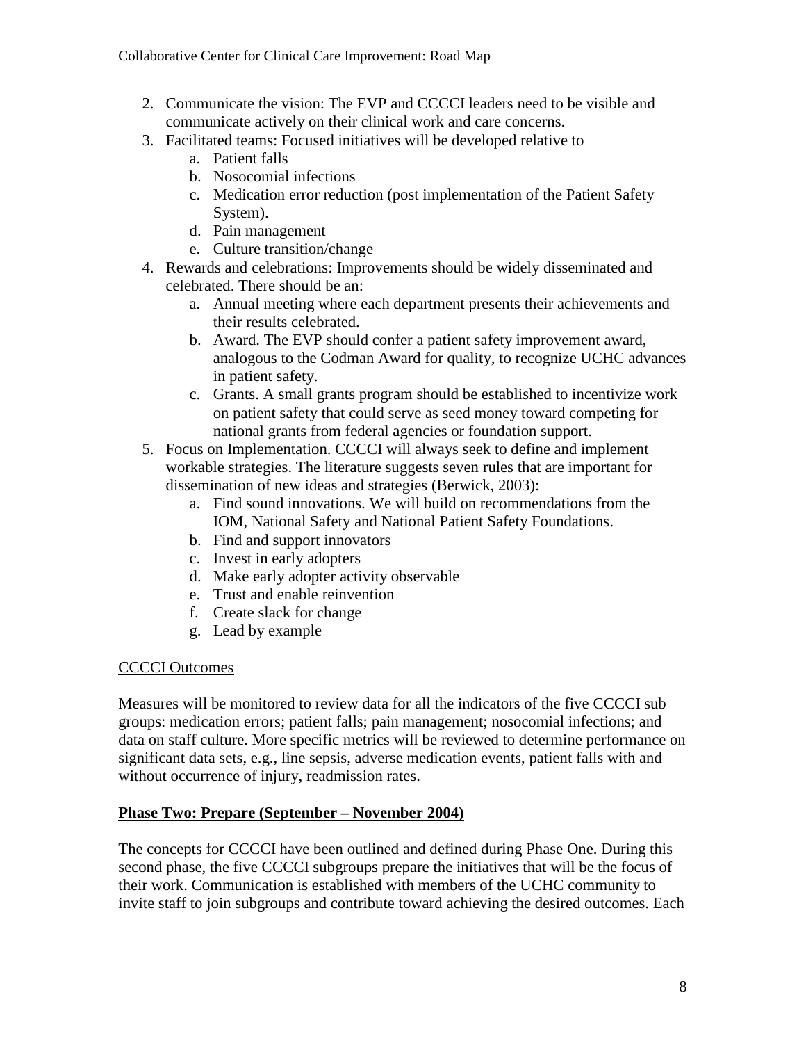2. Communicate the vision: The EVP and CCCCI leaders need to be visible and communicate actively on their clinical work and care concerns.
3. Facilitated teams: Focused initiatives will be developed relative to
   a. Patient falls
   b. Nosocomial infections
   c. Medication error reduction (post implementation of the Patient Safety System).
   d. Pain management
   e. Culture transition/change
4. Rewards and celebrations: Improvements should be widely disseminated and celebrated. There should be an:
   a. Annual meeting where each department presents their achievements and their results celebrated.
   b. Award. The EVP should confer a patient safety improvement award, analogous to the Codman Award for quality, to recognize UCHC advances in patient safety.
   c. Grants. A small grants program should be established to incentivize work on patient safety that could serve as seed money toward competing for national grants from federal agencies or foundation support.
5. Focus on Implementation. CCCCI will always seek to define and implement workable strategies. The literature suggests seven rules that are important for dissemination of new ideas and strategies (Berwick, 2003):
   a. Find sound innovations. We will build on recommendations from the IOM, National Safety and National Patient Safety Foundations.
   b. Find and support innovators
   c. Invest in early adopters
   d. Make early adopter activity observable
   e. Trust and enable reinvention
   f. Create slack for change
   g. Lead by example

<u>CCCCI Outcomes</u>

Measures will be monitored to review data for all the indicators of the five CCCCI sub groups: medication errors; patient falls; pain management; nosocomial infections; and data on staff culture. More specific metrics will be reviewed to determine performance on significant data sets, e.g., line sepsis, adverse medication events, patient falls with and without occurrence of injury, readmission rates.

**<u>Phase Two: Prepare (September – November 2004)</u>**

The concepts for CCCCI have been outlined and defined during Phase One. During this second phase, the five CCCCI subgroups prepare the initiatives that will be the focus of their work. Communication is established with members of the UCHC community to invite staff to join subgroups and contribute toward achieving the desired outcomes. Each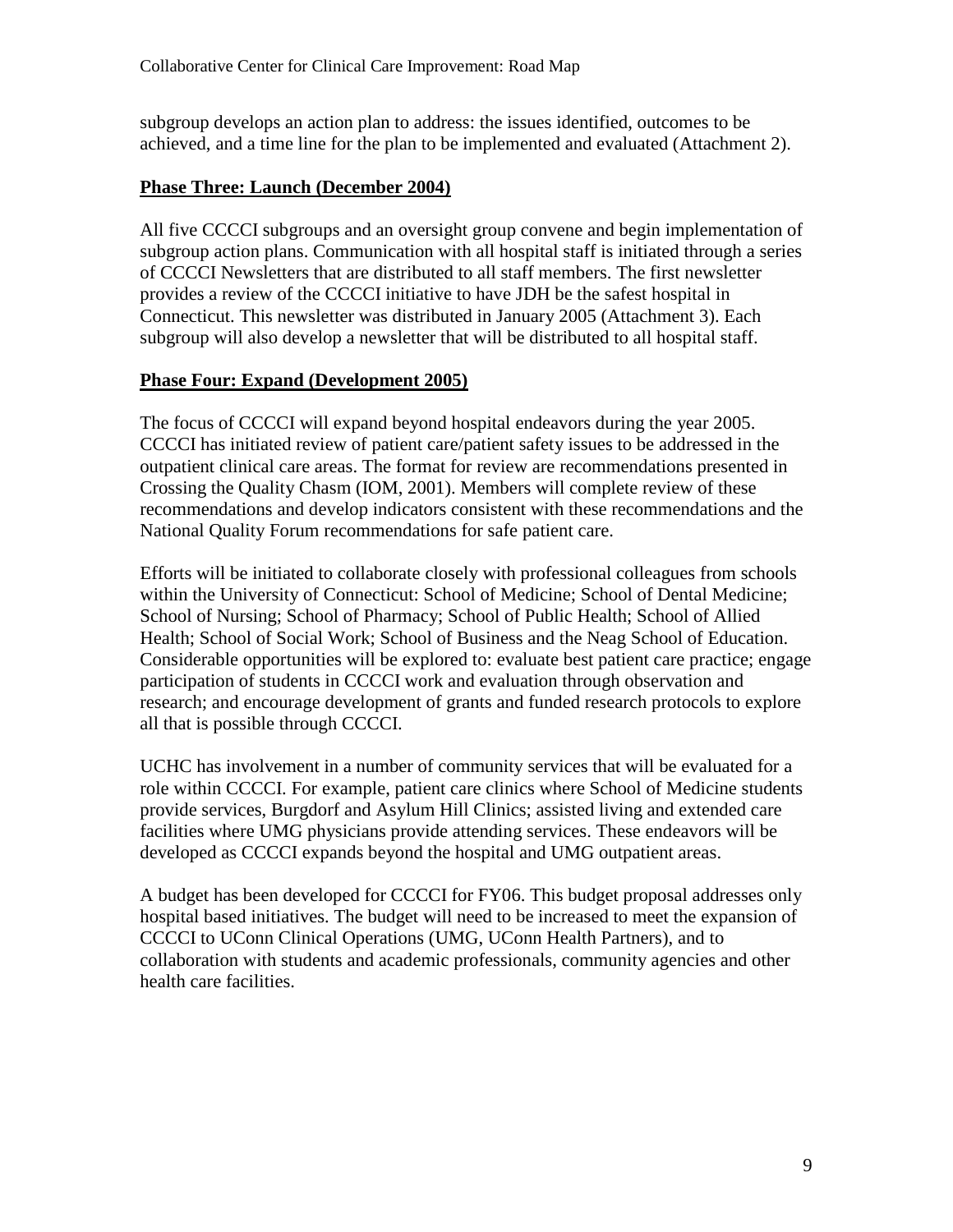subgroup develops an action plan to address: the issues identified, outcomes to be achieved, and a time line for the plan to be implemented and evaluated (Attachment 2).

**Phase Three: Launch (December 2004)**

All five CCCCI subgroups and an oversight group convene and begin implementation of subgroup action plans. Communication with all hospital staff is initiated through a series of CCCCI Newsletters that are distributed to all staff members. The first newsletter provides a review of the CCCCI initiative to have JDH be the safest hospital in Connecticut. This newsletter was distributed in January 2005 (Attachment 3). Each subgroup will also develop a newsletter that will be distributed to all hospital staff.

**Phase Four: Expand (Development 2005)**

The focus of CCCCI will expand beyond hospital endeavors during the year 2005. CCCCI has initiated review of patient care/patient safety issues to be addressed in the outpatient clinical care areas. The format for review are recommendations presented in Crossing the Quality Chasm (IOM, 2001). Members will complete review of these recommendations and develop indicators consistent with these recommendations and the National Quality Forum recommendations for safe patient care.

Efforts will be initiated to collaborate closely with professional colleagues from schools within the University of Connecticut: School of Medicine; School of Dental Medicine; School of Nursing; School of Pharmacy; School of Public Health; School of Allied Health; School of Social Work; School of Business and the Neag School of Education. Considerable opportunities will be explored to: evaluate best patient care practice; engage participation of students in CCCCI work and evaluation through observation and research; and encourage development of grants and funded research protocols to explore all that is possible through CCCCI.

UCHC has involvement in a number of community services that will be evaluated for a role within CCCCI. For example, patient care clinics where School of Medicine students provide services, Burgdorf and Asylum Hill Clinics; assisted living and extended care facilities where UMG physicians provide attending services. These endeavors will be developed as CCCCI expands beyond the hospital and UMG outpatient areas.

A budget has been developed for CCCCI for FY06. This budget proposal addresses only hospital based initiatives. The budget will need to be increased to meet the expansion of CCCCI to UConn Clinical Operations (UMG, UConn Health Partners), and to collaboration with students and academic professionals, community agencies and other health care facilities.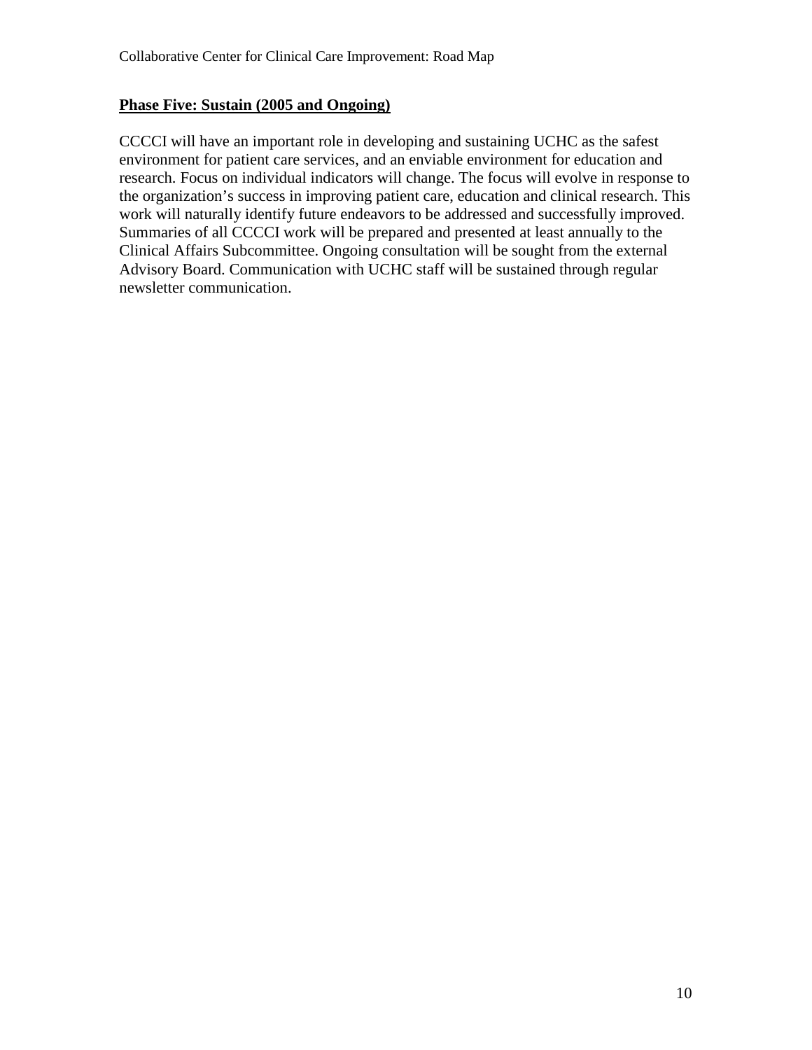**Phase Five: Sustain (2005 and Ongoing)**

CCCCI will have an important role in developing and sustaining UCHC as the safest environment for patient care services, and an enviable environment for education and research. Focus on individual indicators will change. The focus will evolve in response to the organization's success in improving patient care, education and clinical research. This work will naturally identify future endeavors to be addressed and successfully improved. Summaries of all CCCCI work will be prepared and presented at least annually to the Clinical Affairs Subcommittee. Ongoing consultation will be sought from the external Advisory Board. Communication with UCHC staff will be sustained through regular newsletter communication.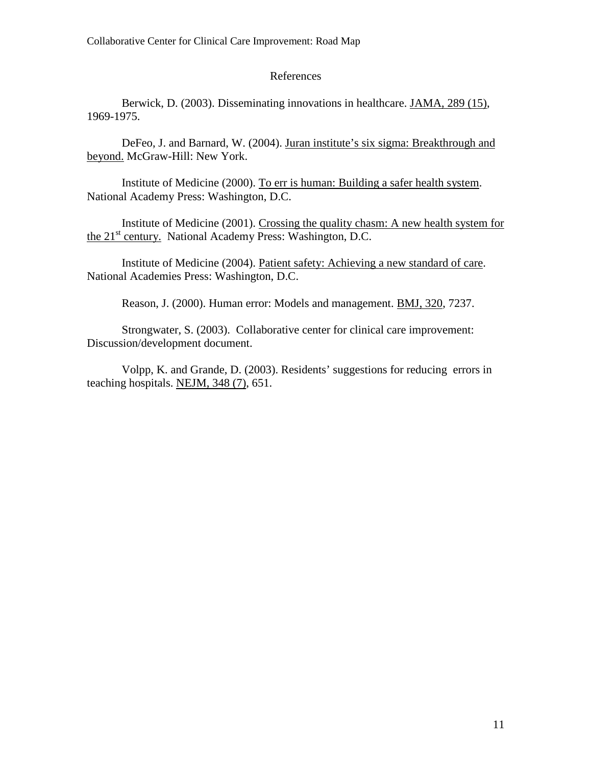# References

Berwick, D. (2003). Disseminating innovations in healthcare. JAMA, 289 (15), 1969-1975.

DeFeo, J. and Barnard, W. (2004). Juran institute's six sigma: Breakthrough and beyond. McGraw-Hill: New York.

Institute of Medicine (2000). To err is human: Building a safer health system. National Academy Press: Washington, D.C.

Institute of Medicine (2001). Crossing the quality chasm: A new health system for the 21st century. National Academy Press: Washington, D.C.

Institute of Medicine (2004). Patient safety: Achieving a new standard of care. National Academies Press: Washington, D.C.

Reason, J. (2000). Human error: Models and management. BMJ, 320, 7237.

Strongwater, S. (2003). Collaborative center for clinical care improvement: Discussion/development document.

Volpp, K. and Grande, D. (2003). Residents' suggestions for reducing errors in teaching hospitals. NEJM, 348 (7), 651.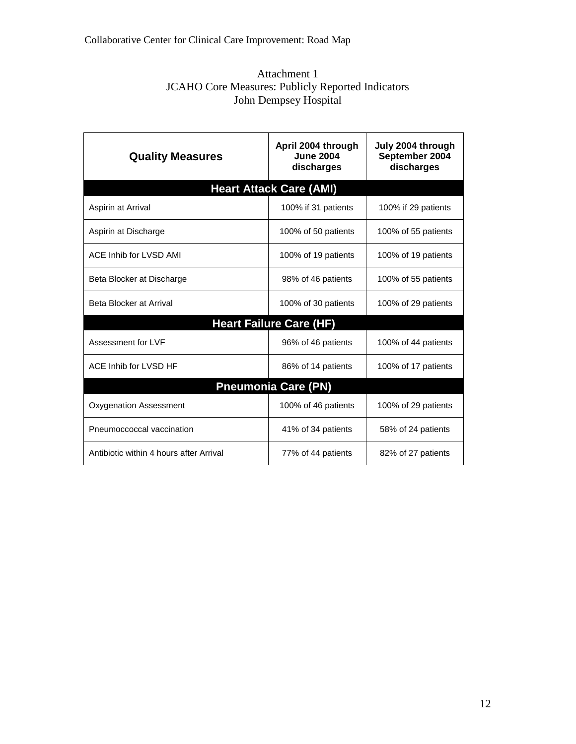Attachment 1
JCAHO Core Measures: Publicly Reported Indicators
John Dempsey Hospital

| Quality Measures | April 2004 through June 2004 discharges | July 2004 through September 2004 discharges |
|---|---|---|
| **Heart Attack Care (AMI)** | | |
| Aspirin at Arrival | 100% if 31 patients | 100% if 29 patients |
| Aspirin at Discharge | 100% of 50 patients | 100% of 55 patients |
| ACE Inhib for LVSD AMI | 100% of 19 patients | 100% of 19 patients |
| Beta Blocker at Discharge | 98% of 46 patients | 100% of 55 patients |
| Beta Blocker at Arrival | 100% of 30 patients | 100% of 29 patients |
| **Heart Failure Care (HF)** | | |
| Assessment for LVF | 96% of 46 patients | 100% of 44 patients |
| ACE Inhib for LVSD HF | 86% of 14 patients | 100% of 17 patients |
| **Pneumonia Care (PN)** | | |
| Oxygenation Assessment | 100% of 46 patients | 100% of 29 patients |
| Pneumoccoccal vaccination | 41% of 34 patients | 58% of 24 patients |
| Antibiotic within 4 hours after Arrival | 77% of 44 patients | 82% of 27 patients |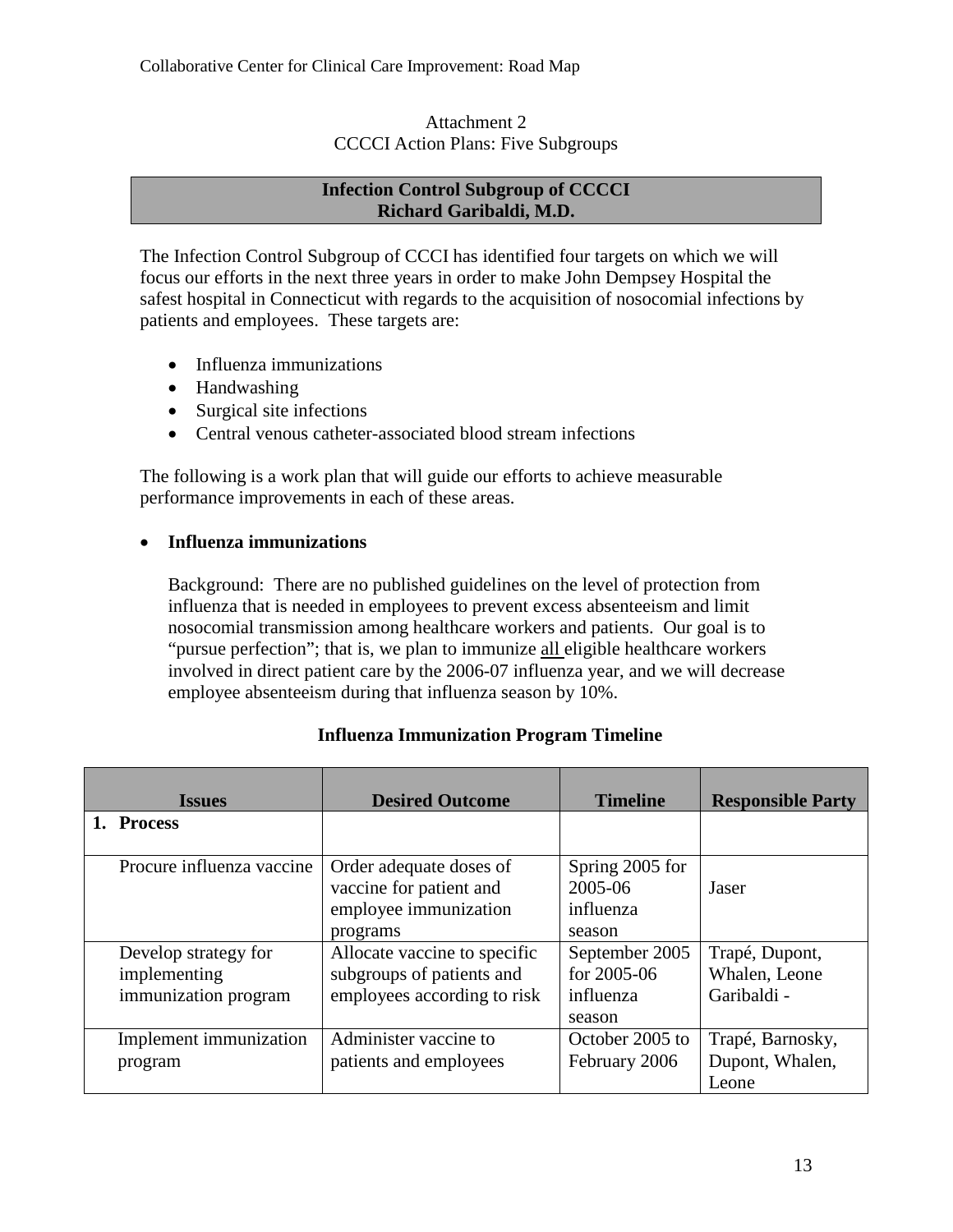Attachment 2
CCCCI Action Plans: Five Subgroups

**Infection Control Subgroup of CCCCI**
**Richard Garibaldi, M.D.**

The Infection Control Subgroup of CCCI has identified four targets on which we will focus our efforts in the next three years in order to make John Dempsey Hospital the safest hospital in Connecticut with regards to the acquisition of nosocomial infections by patients and employees. These targets are:

- Influenza immunizations
- Handwashing
- Surgical site infections
- Central venous catheter-associated blood stream infections

The following is a work plan that will guide our efforts to achieve measurable performance improvements in each of these areas.

- **Influenza immunizations**

  Background: There are no published guidelines on the level of protection from influenza that is needed in employees to prevent excess absenteeism and limit nosocomial transmission among healthcare workers and patients. Our goal is to "pursue perfection"; that is, we plan to immunize all eligible healthcare workers involved in direct patient care by the 2006-07 influenza year, and we will decrease employee absenteeism during that influenza season by 10%.

**Influenza Immunization Program Timeline**

| Issues | Desired Outcome | Timeline | Responsible Party |
|---|---|---|---|
| **1. Process** | | | |
| Procure influenza vaccine | Order adequate doses of vaccine for patient and employee immunization programs | Spring 2005 for 2005-06 influenza season | Jaser |
| Develop strategy for implementing immunization program | Allocate vaccine to specific subgroups of patients and employees according to risk | September 2005 for 2005-06 influenza season | Trapé, Dupont, Whalen, Leone Garibaldi - |
| Implement immunization program | Administer vaccine to patients and employees | October 2005 to February 2006 | Trapé, Barnosky, Dupont, Whalen, Leone |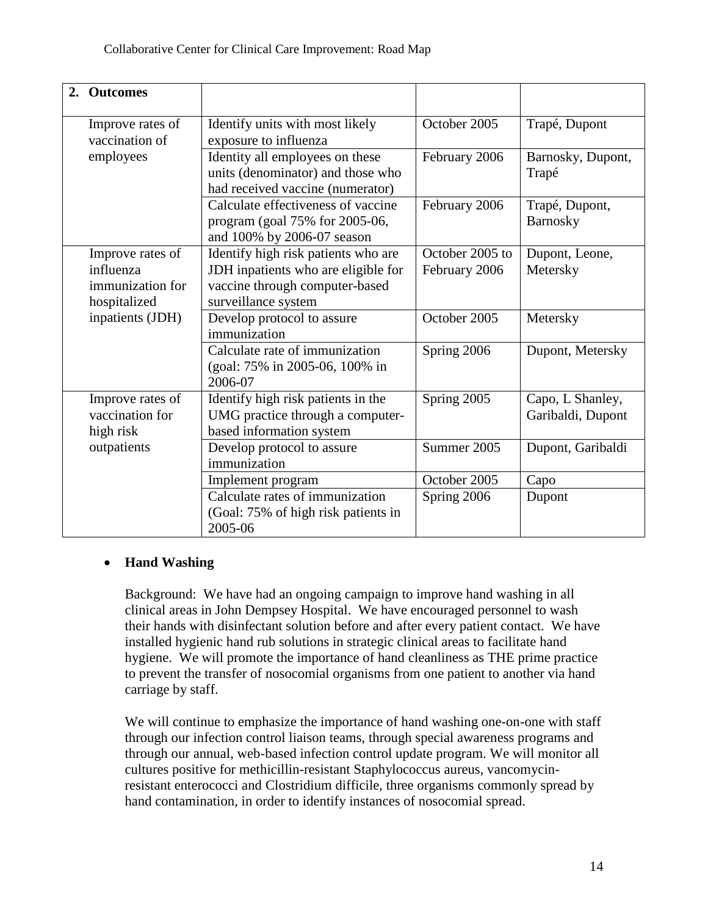| **2. Outcomes** | | | |
|---|---|---|---|
| Improve rates of vaccination of employees | Identify units with most likely exposure to influenza | October 2005 | Trapé, Dupont |
| | Identity all employees on these units (denominator) and those who had received vaccine (numerator) | February 2006 | Barnosky, Dupont, Trapé |
| | Calculate effectiveness of vaccine program (goal 75% for 2005-06, and 100% by 2006-07 season | February 2006 | Trapé, Dupont, Barnosky |
| Improve rates of influenza immunization for hospitalized inpatients (JDH) | Identify high risk patients who are JDH inpatients who are eligible for vaccine through computer-based surveillance system | October 2005 to February 2006 | Dupont, Leone, Metersky |
| | Develop protocol to assure immunization | October 2005 | Metersky |
| | Calculate rate of immunization (goal: 75% in 2005-06, 100% in 2006-07 | Spring 2006 | Dupont, Metersky |
| Improve rates of vaccination for high risk outpatients | Identify high risk patients in the UMG practice through a computer-based information system | Spring 2005 | Capo, L Shanley, Garibaldi, Dupont |
| | Develop protocol to assure immunization | Summer 2005 | Dupont, Garibaldi |
| | Implement program | October 2005 | Capo |
| | Calculate rates of immunization (Goal: 75% of high risk patients in 2005-06 | Spring 2006 | Dupont |

- **Hand Washing**

Background: We have had an ongoing campaign to improve hand washing in all clinical areas in John Dempsey Hospital. We have encouraged personnel to wash their hands with disinfectant solution before and after every patient contact. We have installed hygienic hand rub solutions in strategic clinical areas to facilitate hand hygiene. We will promote the importance of hand cleanliness as THE prime practice to prevent the transfer of nosocomial organisms from one patient to another via hand carriage by staff.

We will continue to emphasize the importance of hand washing one-on-one with staff through our infection control liaison teams, through special awareness programs and through our annual, web-based infection control update program. We will monitor all cultures positive for methicillin-resistant Staphylococcus aureus, vancomycin-resistant enterococci and Clostridium difficile, three organisms commonly spread by hand contamination, in order to identify instances of nosocomial spread.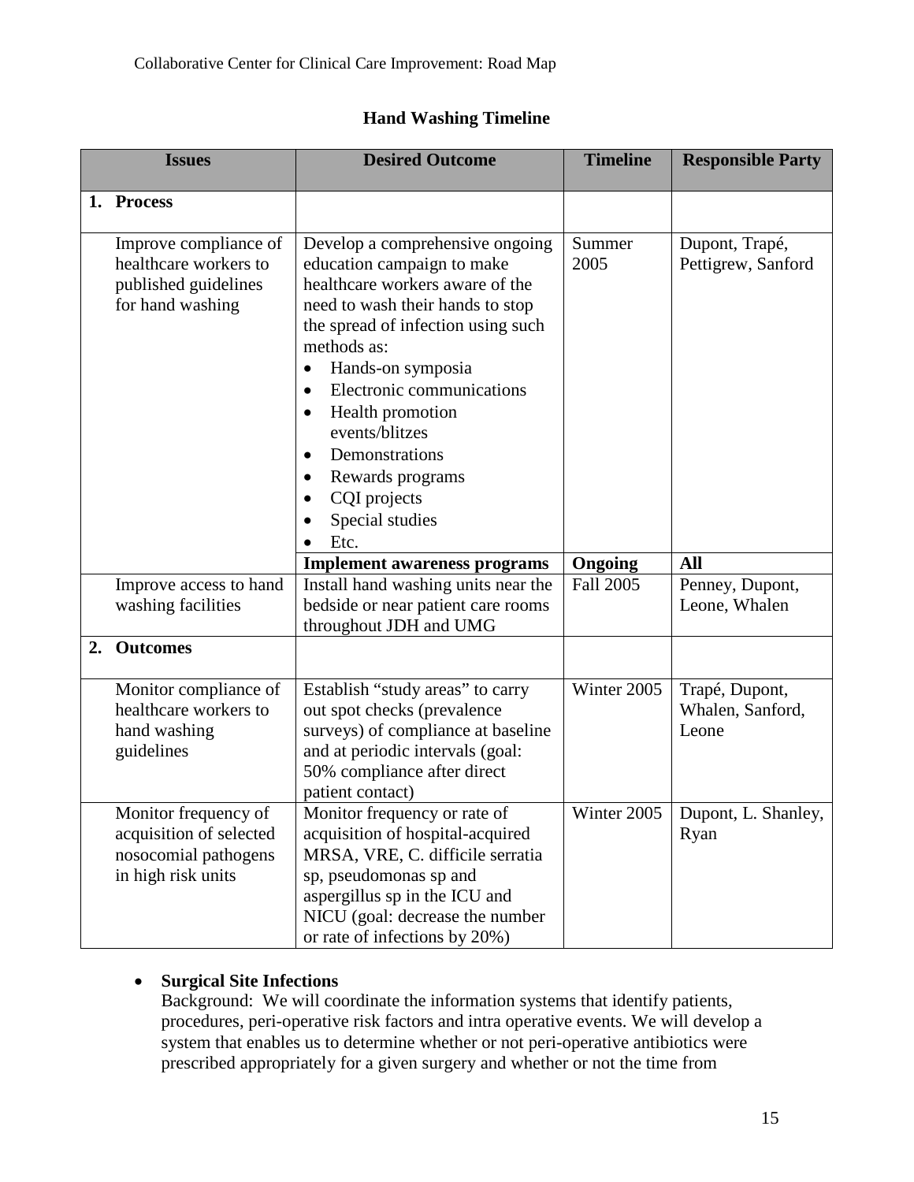**Hand Washing Timeline**

| Issues | Desired Outcome | Timeline | Responsible Party |
|---|---|---|---|
| **1. Process** | | | |
| Improve compliance of healthcare workers to published guidelines for hand washing | Develop a comprehensive ongoing education campaign to make healthcare workers aware of the need to wash their hands to stop the spread of infection using such methods as: • Hands-on symposia • Electronic communications • Health promotion events/blitzes • Demonstrations • Rewards programs • CQI projects • Special studies • Etc. | Summer 2005 | Dupont, Trapé, Pettigrew, Sanford |
| | **Implement awareness programs** | **Ongoing** | **All** |
| Improve access to hand washing facilities | Install hand washing units near the bedside or near patient care rooms throughout JDH and UMG | Fall 2005 | Penney, Dupont, Leone, Whalen |
| **2. Outcomes** | | | |
| Monitor compliance of healthcare workers to hand washing guidelines | Establish "study areas" to carry out spot checks (prevalence surveys) of compliance at baseline and at periodic intervals (goal: 50% compliance after direct patient contact) | Winter 2005 | Trapé, Dupont, Whalen, Sanford, Leone |
| Monitor frequency of acquisition of selected nosocomial pathogens in high risk units | Monitor frequency or rate of acquisition of hospital-acquired MRSA, VRE, C. difficile serratia sp, pseudomonas sp and aspergillus sp in the ICU and NICU (goal: decrease the number or rate of infections by 20%) | Winter 2005 | Dupont, L. Shanley, Ryan |

- **Surgical Site Infections**

  Background: We will coordinate the information systems that identify patients, procedures, peri-operative risk factors and intra operative events. We will develop a system that enables us to determine whether or not peri-operative antibiotics were prescribed appropriately for a given surgery and whether or not the time from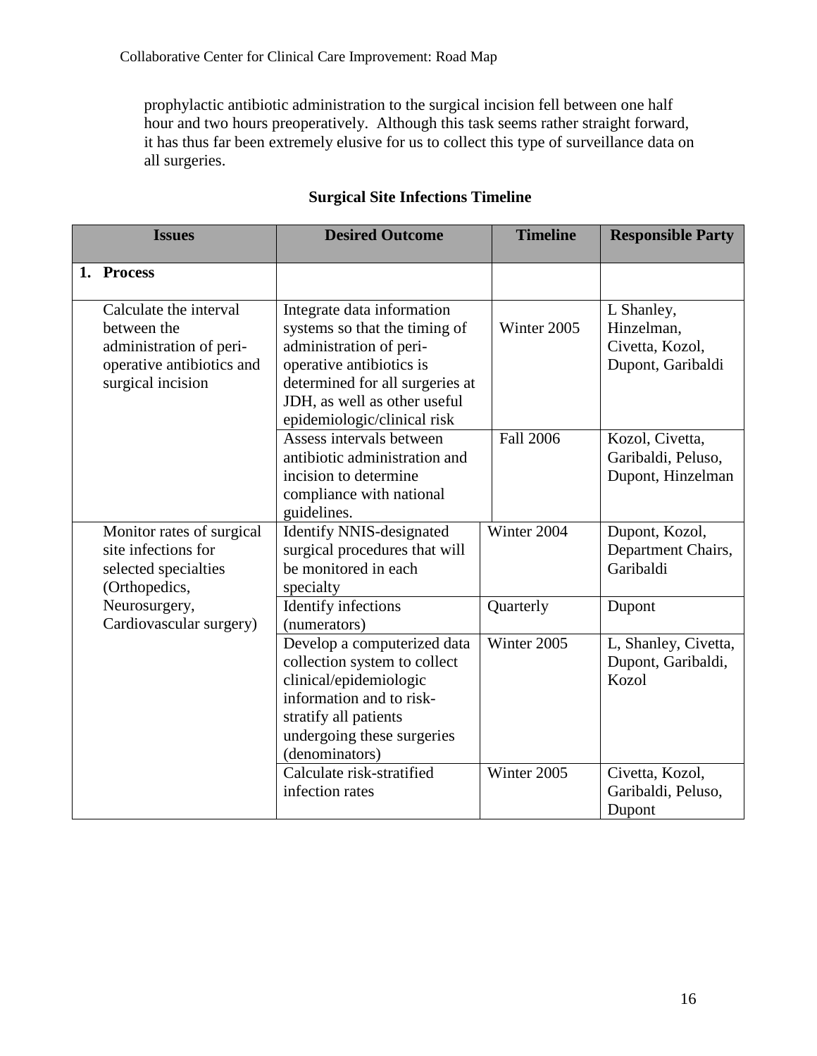prophylactic antibiotic administration to the surgical incision fell between one half hour and two hours preoperatively. Although this task seems rather straight forward, it has thus far been extremely elusive for us to collect this type of surveillance data on all surgeries.

**Surgical Site Infections Timeline**

| Issues | Desired Outcome | Timeline | Responsible Party |
|---|---|---|---|
| **1. Process** | | | |
| Calculate the interval between the administration of peri-operative antibiotics and surgical incision | Integrate data information systems so that the timing of administration of peri-operative antibiotics is determined for all surgeries at JDH, as well as other useful epidemiologic/clinical risk | Winter 2005 | L Shanley, Hinzelman, Civetta, Kozol, Dupont, Garibaldi |
| | Assess intervals between antibiotic administration and incision to determine compliance with national guidelines. | Fall 2006 | Kozol, Civetta, Garibaldi, Peluso, Dupont, Hinzelman |
| Monitor rates of surgical site infections for selected specialties (Orthopedics, Neurosurgery, Cardiovascular surgery) | Identify NNIS-designated surgical procedures that will be monitored in each specialty | Winter 2004 | Dupont, Kozol, Department Chairs, Garibaldi |
| | Identify infections (numerators) | Quarterly | Dupont |
| | Develop a computerized data collection system to collect clinical/epidemiologic information and to risk-stratify all patients undergoing these surgeries (denominators) | Winter 2005 | L, Shanley, Civetta, Dupont, Garibaldi, Kozol |
| | Calculate risk-stratified infection rates | Winter 2005 | Civetta, Kozol, Garibaldi, Peluso, Dupont |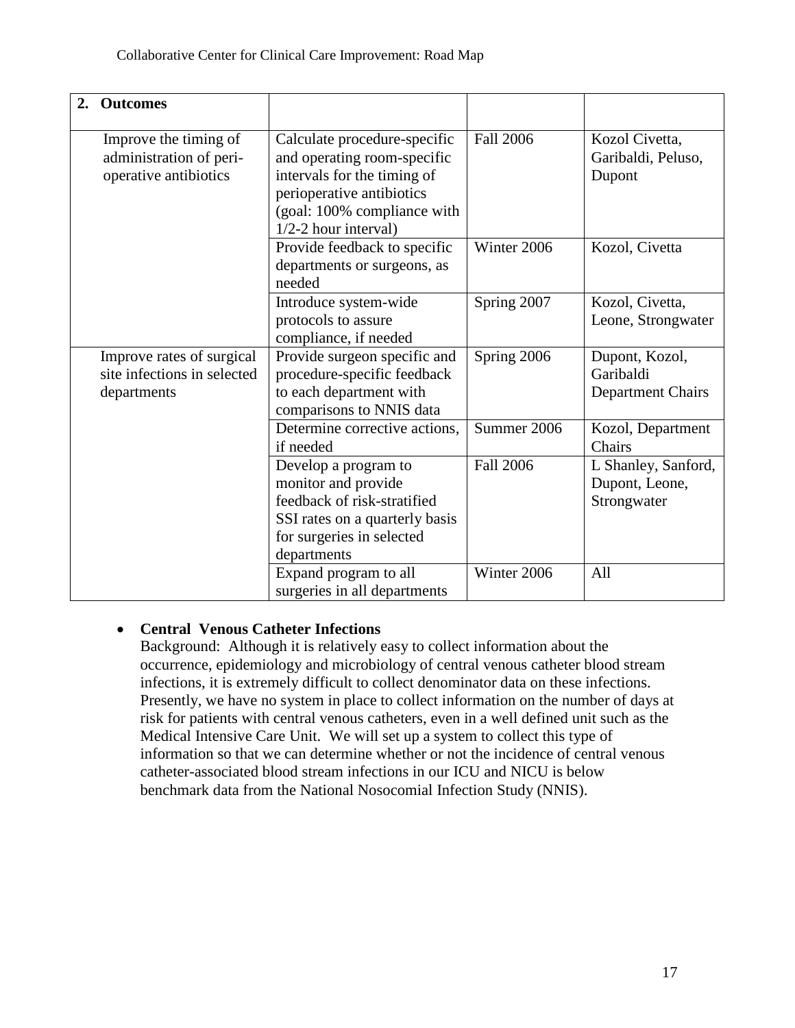| 2. **Outcomes** | | | |
|---|---|---|---|
| Improve the timing of administration of peri-operative antibiotics | Calculate procedure-specific and operating room-specific intervals for the timing of perioperative antibiotics (goal: 100% compliance with 1/2-2 hour interval) | Fall 2006 | Kozol Civetta, Garibaldi, Peluso, Dupont |
| | Provide feedback to specific departments or surgeons, as needed | Winter 2006 | Kozol, Civetta |
| | Introduce system-wide protocols to assure compliance, if needed | Spring 2007 | Kozol, Civetta, Leone, Strongwater |
| Improve rates of surgical site infections in selected departments | Provide surgeon specific and procedure-specific feedback to each department with comparisons to NNIS data | Spring 2006 | Dupont, Kozol, Garibaldi Department Chairs |
| | Determine corrective actions, if needed | Summer 2006 | Kozol, Department Chairs |
| | Develop a program to monitor and provide feedback of risk-stratified SSI rates on a quarterly basis for surgeries in selected departments | Fall 2006 | L Shanley, Sanford, Dupont, Leone, Strongwater |
| | Expand program to all surgeries in all departments | Winter 2006 | All |

- **Central Venous Catheter Infections**

  Background: Although it is relatively easy to collect information about the occurrence, epidemiology and microbiology of central venous catheter blood stream infections, it is extremely difficult to collect denominator data on these infections. Presently, we have no system in place to collect information on the number of days at risk for patients with central venous catheters, even in a well defined unit such as the Medical Intensive Care Unit. We will set up a system to collect this type of information so that we can determine whether or not the incidence of central venous catheter-associated blood stream infections in our ICU and NICU is below benchmark data from the National Nosocomial Infection Study (NNIS).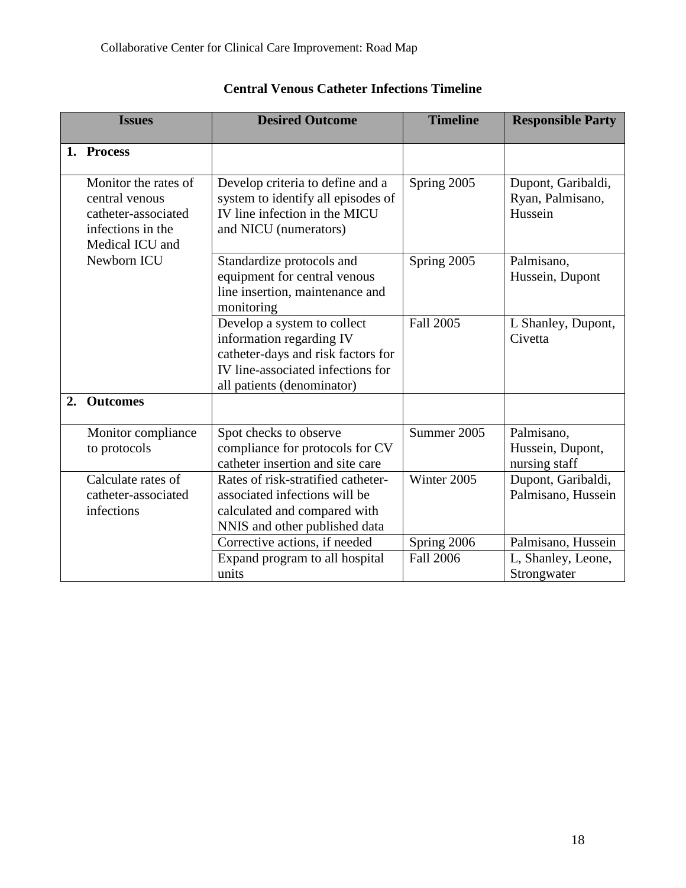### Central Venous Catheter Infections Timeline

| Issues | Desired Outcome | Timeline | Responsible Party |
|---|---|---|---|
| **1. Process** | | | |
| Monitor the rates of central venous catheter-associated infections in the Medical ICU and Newborn ICU | Develop criteria to define and a system to identify all episodes of IV line infection in the MICU and NICU (numerators) | Spring 2005 | Dupont, Garibaldi, Ryan, Palmisano, Hussein |
| | Standardize protocols and equipment for central venous line insertion, maintenance and monitoring | Spring 2005 | Palmisano, Hussein, Dupont |
| | Develop a system to collect information regarding IV catheter-days and risk factors for IV line-associated infections for all patients (denominator) | Fall 2005 | L Shanley, Dupont, Civetta |
| **2. Outcomes** | | | |
| Monitor compliance to protocols | Spot checks to observe compliance for protocols for CV catheter insertion and site care | Summer 2005 | Palmisano, Hussein, Dupont, nursing staff |
| Calculate rates of catheter-associated infections | Rates of risk-stratified catheter-associated infections will be calculated and compared with NNIS and other published data | Winter 2005 | Dupont, Garibaldi, Palmisano, Hussein |
| | Corrective actions, if needed | Spring 2006 | Palmisano, Hussein |
| | Expand program to all hospital units | Fall 2006 | L, Shanley, Leone, Strongwater |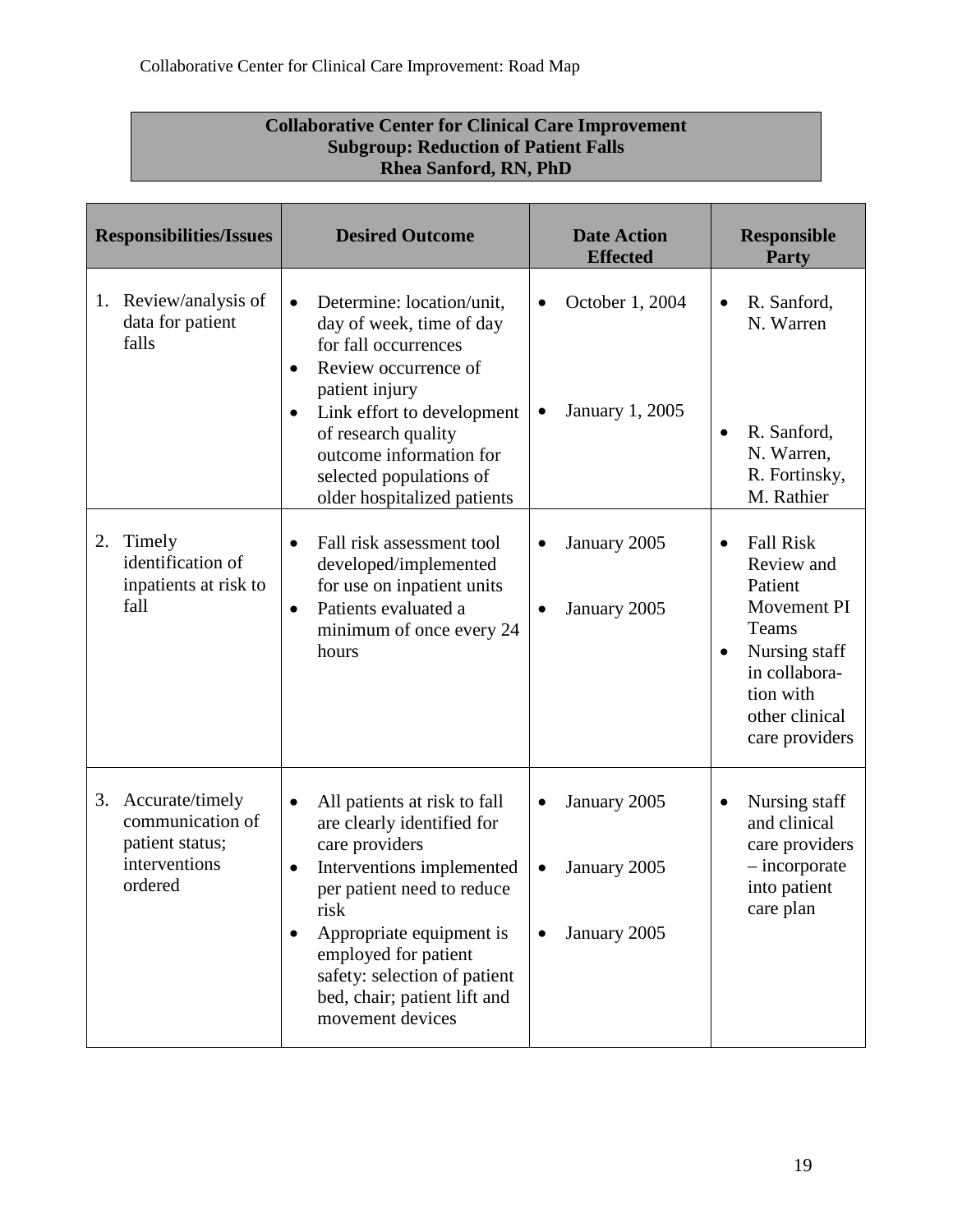**Collaborative Center for Clinical Care Improvement**
**Subgroup: Reduction of Patient Falls**
**Rhea Sanford, RN, PhD**

| Responsibilities/Issues | Desired Outcome | Date Action Effected | Responsible Party |
|---|---|---|---|
| 1. Review/analysis of data for patient falls | • Determine: location/unit, day of week, time of day for fall occurrences<br>• Review occurrence of patient injury<br>• Link effort to development of research quality outcome information for selected populations of older hospitalized patients | • October 1, 2004<br>• January 1, 2005 | • R. Sanford, N. Warren<br>• R. Sanford, N. Warren, R. Fortinsky, M. Rathier |
| 2. Timely identification of inpatients at risk to fall | • Fall risk assessment tool developed/implemented for use on inpatient units<br>• Patients evaluated a minimum of once every 24 hours | • January 2005<br>• January 2005 | • Fall Risk Review and Patient Movement PI Teams<br>• Nursing staff in collaboration with other clinical care providers |
| 3. Accurate/timely communication of patient status; interventions ordered | • All patients at risk to fall are clearly identified for care providers<br>• Interventions implemented per patient need to reduce risk<br>• Appropriate equipment is employed for patient safety: selection of patient bed, chair; patient lift and movement devices | • January 2005<br>• January 2005<br>• January 2005 | • Nursing staff and clinical care providers – incorporate into patient care plan |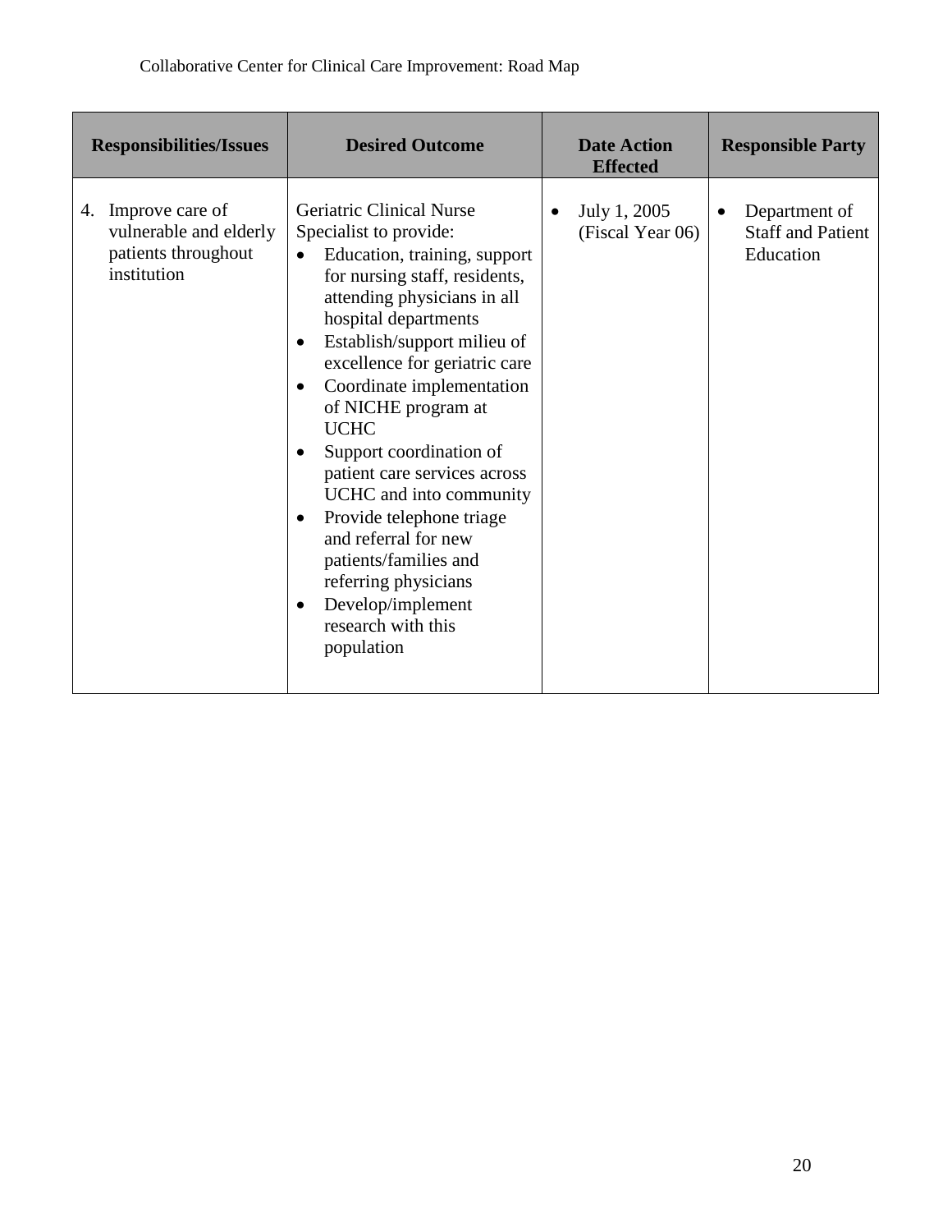| Responsibilities/Issues | Desired Outcome | Date Action Effected | Responsible Party |
|---|---|---|---|
| 4. Improve care of vulnerable and elderly patients throughout institution | Geriatric Clinical Nurse Specialist to provide:<br>• Education, training, support for nursing staff, residents, attending physicians in all hospital departments<br>• Establish/support milieu of excellence for geriatric care<br>• Coordinate implementation of NICHE program at UCHC<br>• Support coordination of patient care services across UCHC and into community<br>• Provide telephone triage and referral for new patients/families and referring physicians<br>• Develop/implement research with this population | • July 1, 2005 (Fiscal Year 06) | • Department of Staff and Patient Education |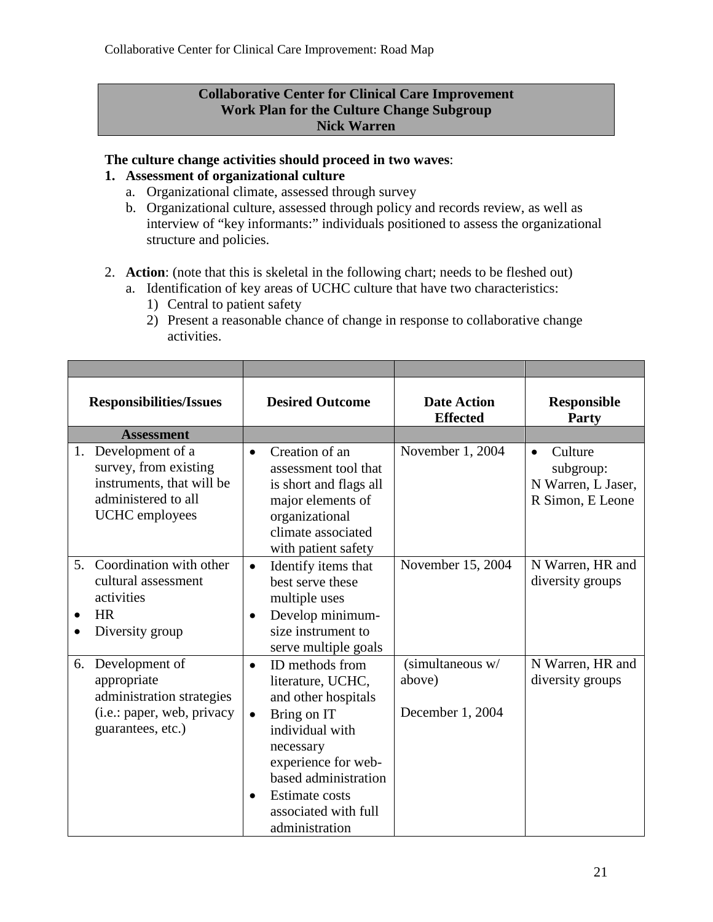**Collaborative Center for Clinical Care Improvement**
**Work Plan for the Culture Change Subgroup**
**Nick Warren**

**The culture change activities should proceed in two waves**:

1. **Assessment of organizational culture**
   a. Organizational climate, assessed through survey
   b. Organizational culture, assessed through policy and records review, as well as interview of "key informants:" individuals positioned to assess the organizational structure and policies.

2. **Action**: (note that this is skeletal in the following chart; needs to be fleshed out)
   a. Identification of key areas of UCHC culture that have two characteristics:
      1) Central to patient safety
      2) Present a reasonable chance of change in response to collaborative change activities.

| Responsibilities/Issues | Desired Outcome | Date Action Effected | Responsible Party |
|---|---|---|---|
| **Assessment** | | | |
| 1. Development of a survey, from existing instruments, that will be administered to all UCHC employees | • Creation of an assessment tool that is short and flags all major elements of organizational climate associated with patient safety | November 1, 2004 | • Culture subgroup: N Warren, L Jaser, R Simon, E Leone |
| 5. Coordination with other cultural assessment activities<br>• HR<br>• Diversity group | • Identify items that best serve these multiple uses<br>• Develop minimum-size instrument to serve multiple goals | November 15, 2004 | N Warren, HR and diversity groups |
| 6. Development of appropriate administration strategies (i.e.: paper, web, privacy guarantees, etc.) | • ID methods from literature, UCHC, and other hospitals<br>• Bring on IT individual with necessary experience for web-based administration<br>• Estimate costs associated with full administration | (simultaneous w/ above)<br><br>December 1, 2004 | N Warren, HR and diversity groups |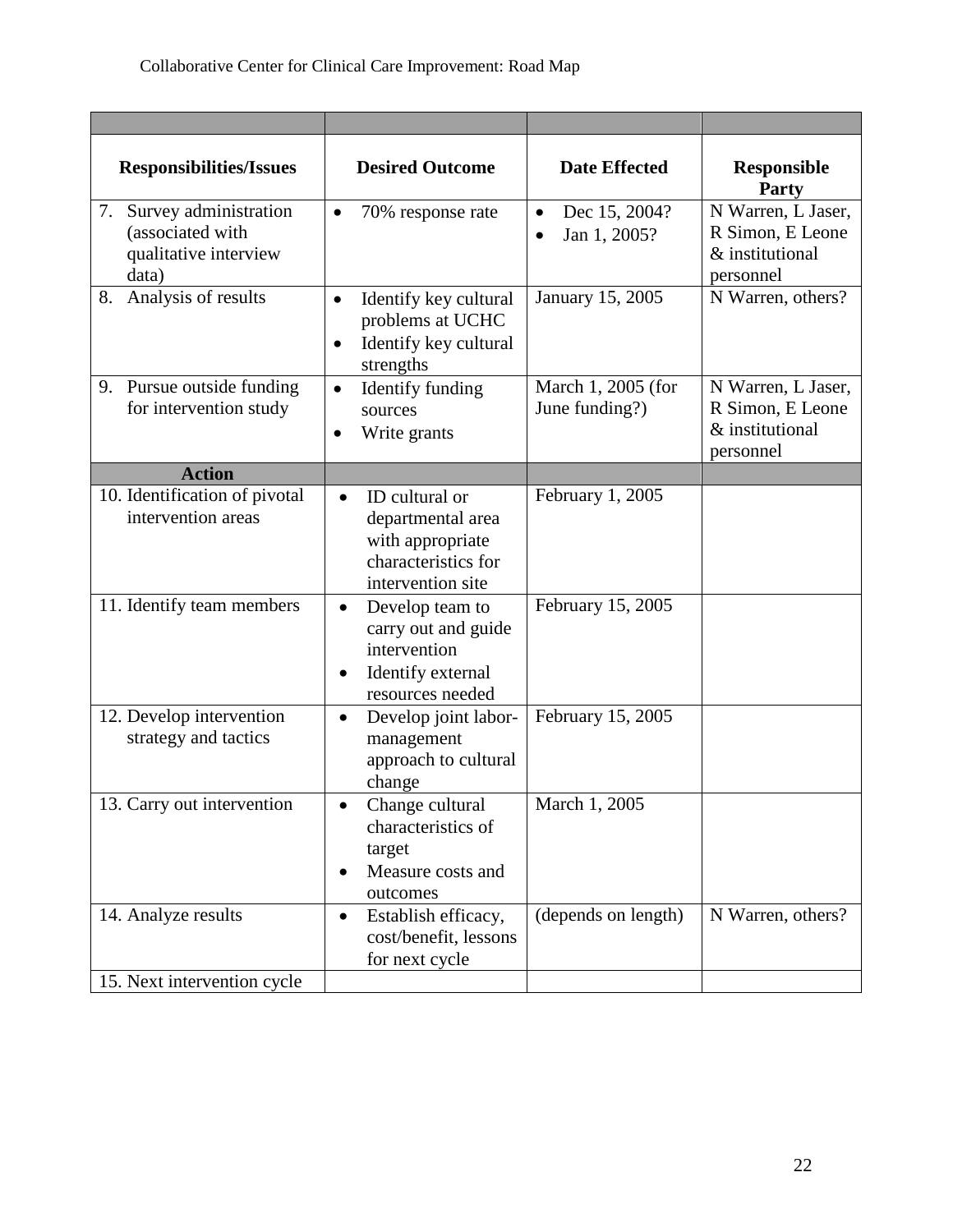| Responsibilities/Issues | Desired Outcome | Date Effected | Responsible Party |
|---|---|---|---|
| 7. Survey administration (associated with qualitative interview data) | • 70% response rate | • Dec 15, 2004?<br>• Jan 1, 2005? | N Warren, L Jaser, R Simon, E Leone & institutional personnel |
| 8. Analysis of results | • Identify key cultural problems at UCHC<br>• Identify key cultural strengths | January 15, 2005 | N Warren, others? |
| 9. Pursue outside funding for intervention study | • Identify funding sources<br>• Write grants | March 1, 2005 (for June funding?) | N Warren, L Jaser, R Simon, E Leone & institutional personnel |
| **Action** | | | |
| 10. Identification of pivotal intervention areas | • ID cultural or departmental area with appropriate characteristics for intervention site | February 1, 2005 | |
| 11. Identify team members | • Develop team to carry out and guide intervention<br>• Identify external resources needed | February 15, 2005 | |
| 12. Develop intervention strategy and tactics | • Develop joint labor-management approach to cultural change | February 15, 2005 | |
| 13. Carry out intervention | • Change cultural characteristics of target<br>• Measure costs and outcomes | March 1, 2005 | |
| 14. Analyze results | • Establish efficacy, cost/benefit, lessons for next cycle | (depends on length) | N Warren, others? |
| 15. Next intervention cycle | | | |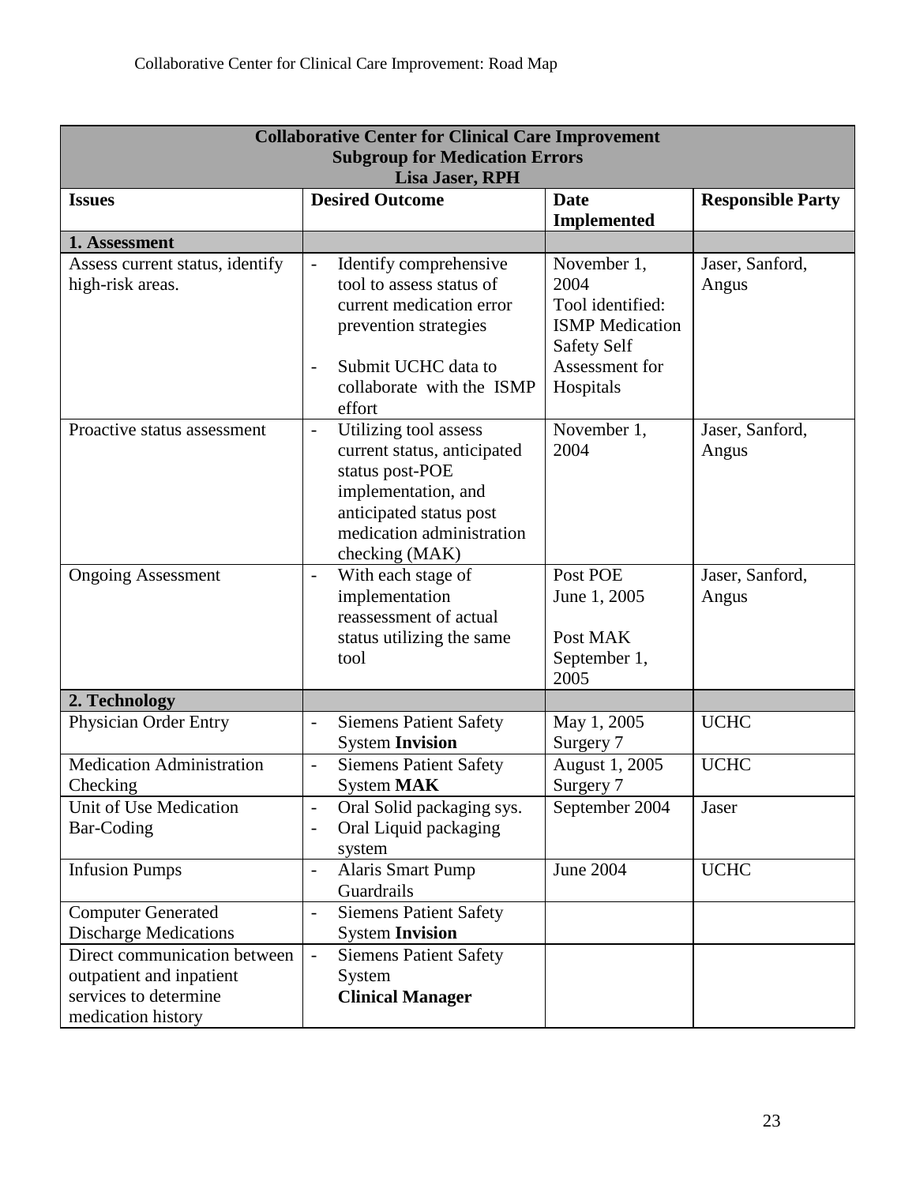| Collaborative Center for Clinical Care Improvement<br>Subgroup for Medication Errors<br>Lisa Jaser, RPH | | | |
|---|---|---|---|
| **Issues** | **Desired Outcome** | **Date Implemented** | **Responsible Party** |
| **1. Assessment** | | | |
| Assess current status, identify high-risk areas. | - Identify comprehensive tool to assess status of current medication error prevention strategies<br>- Submit UCHC data to collaborate with the ISMP effort | November 1, 2004<br>Tool identified: ISMP Medication Safety Self Assessment for Hospitals | Jaser, Sanford, Angus |
| Proactive status assessment | - Utilizing tool assess current status, anticipated status post-POE implementation, and anticipated status post medication administration checking (MAK) | November 1, 2004 | Jaser, Sanford, Angus |
| Ongoing Assessment | - With each stage of implementation reassessment of actual status utilizing the same tool | Post POE<br>June 1, 2005<br><br>Post MAK<br>September 1, 2005 | Jaser, Sanford, Angus |
| **2. Technology** | | | |
| Physician Order Entry | - Siemens Patient Safety System **Invision** | May 1, 2005<br>Surgery 7 | UCHC |
| Medication Administration Checking | - Siemens Patient Safety System **MAK** | August 1, 2005<br>Surgery 7 | UCHC |
| Unit of Use Medication Bar-Coding | - Oral Solid packaging sys.<br>- Oral Liquid packaging system | September 2004 | Jaser |
| Infusion Pumps | - Alaris Smart Pump Guardrails | June 2004 | UCHC |
| Computer Generated Discharge Medications | - Siemens Patient Safety System **Invision** | | |
| Direct communication between outpatient and inpatient services to determine medication history | - Siemens Patient Safety System **Clinical Manager** | | |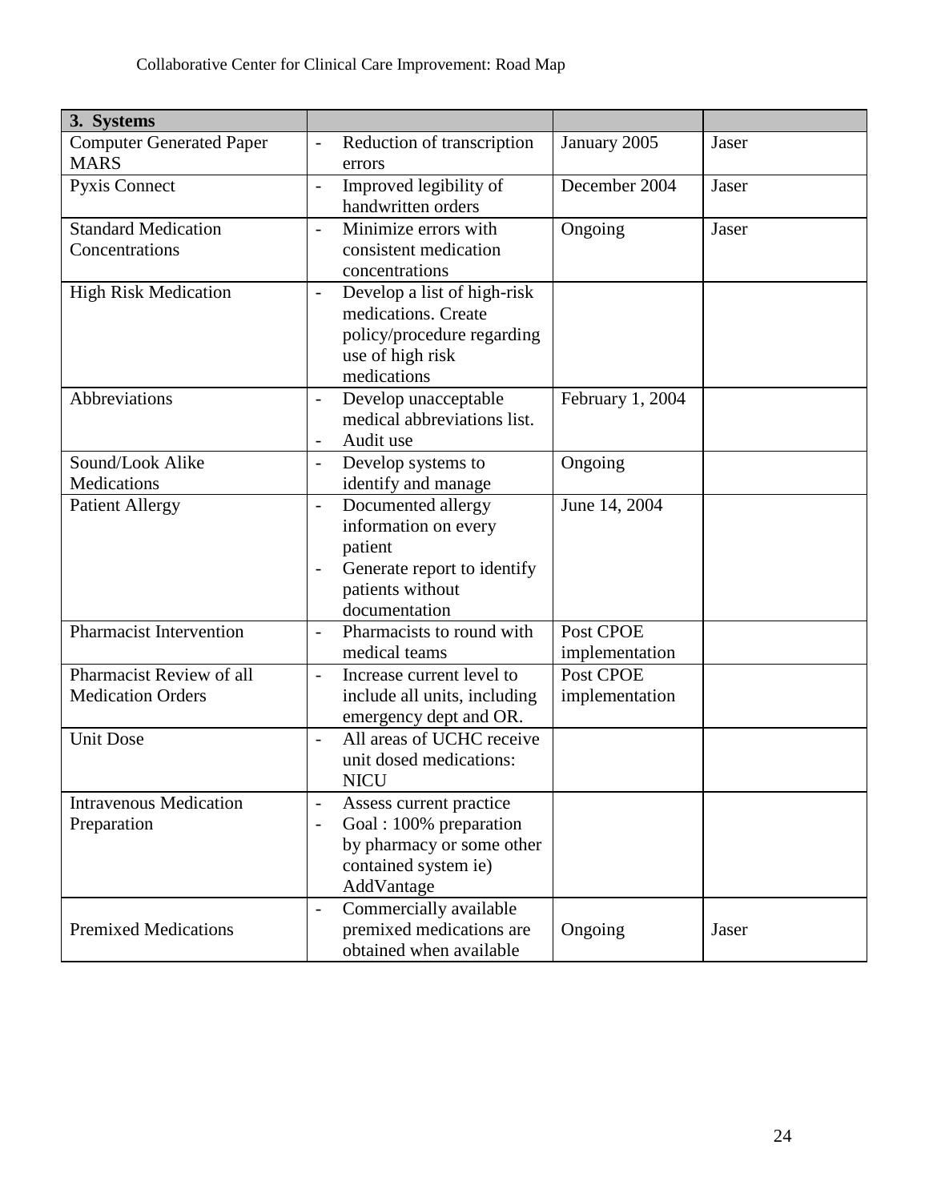| 3. Systems | | | |
|---|---|---|---|
| Computer Generated Paper MARS | - Reduction of transcription errors | January 2005 | Jaser |
| Pyxis Connect | - Improved legibility of handwritten orders | December 2004 | Jaser |
| Standard Medication Concentrations | - Minimize errors with consistent medication concentrations | Ongoing | Jaser |
| High Risk Medication | - Develop a list of high-risk medications. Create policy/procedure regarding use of high risk medications | | |
| Abbreviations | - Develop unacceptable medical abbreviations list.<br>- Audit use | February 1, 2004 | |
| Sound/Look Alike Medications | - Develop systems to identify and manage | Ongoing | |
| Patient Allergy | - Documented allergy information on every patient<br>- Generate report to identify patients without documentation | June 14, 2004 | |
| Pharmacist Intervention | - Pharmacists to round with medical teams | Post CPOE implementation | |
| Pharmacist Review of all Medication Orders | - Increase current level to include all units, including emergency dept and OR. | Post CPOE implementation | |
| Unit Dose | - All areas of UCHC receive unit dosed medications: NICU | | |
| Intravenous Medication Preparation | - Assess current practice<br>- Goal : 100% preparation by pharmacy or some other contained system ie) AddVantage | | |
| Premixed Medications | - Commercially available premixed medications are obtained when available | Ongoing | Jaser |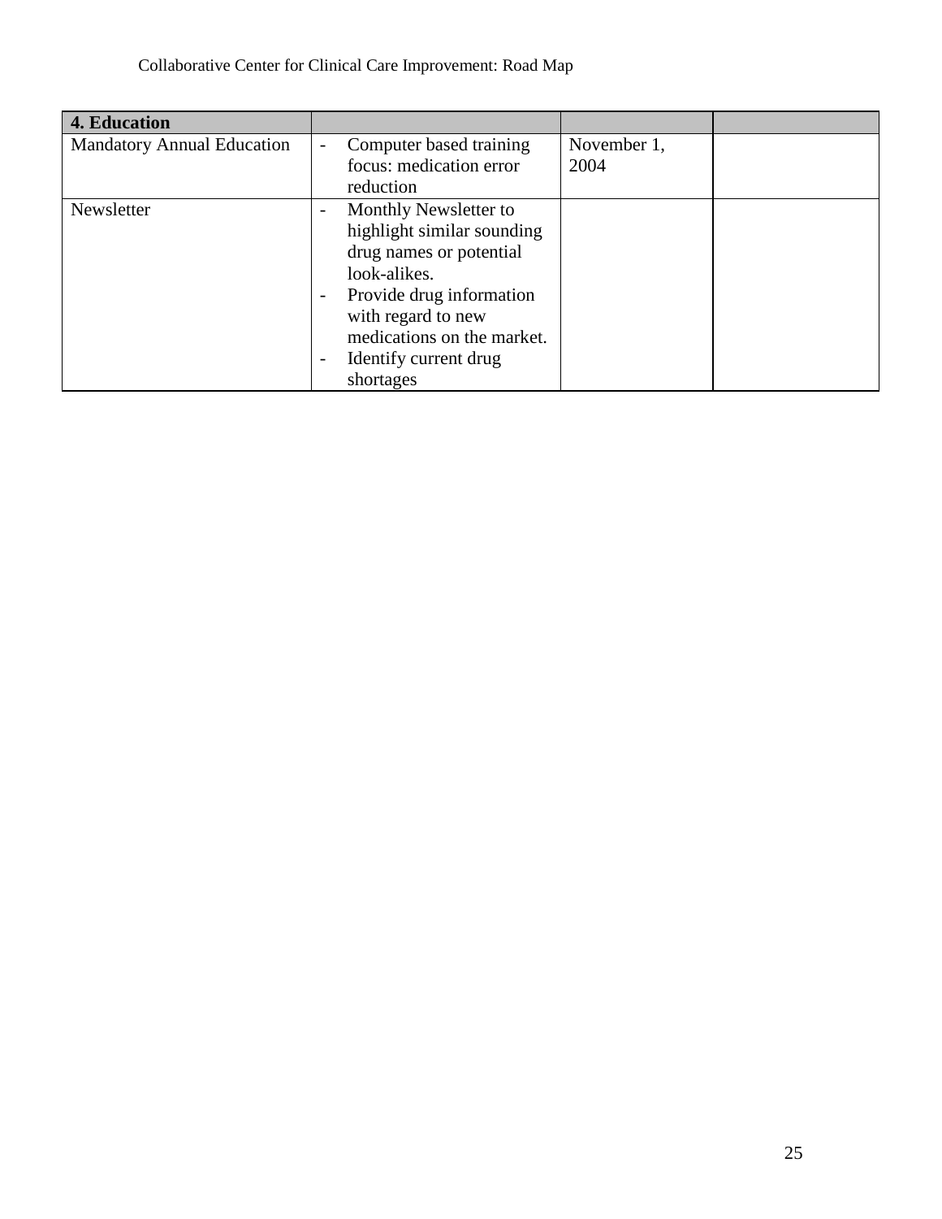| 4. Education | | | |
|---|---|---|---|
| Mandatory Annual Education | - Computer based training focus: medication error reduction | November 1, 2004 | |
| Newsletter | - Monthly Newsletter to highlight similar sounding drug names or potential look-alikes.<br>- Provide drug information with regard to new medications on the market.<br>- Identify current drug shortages | | |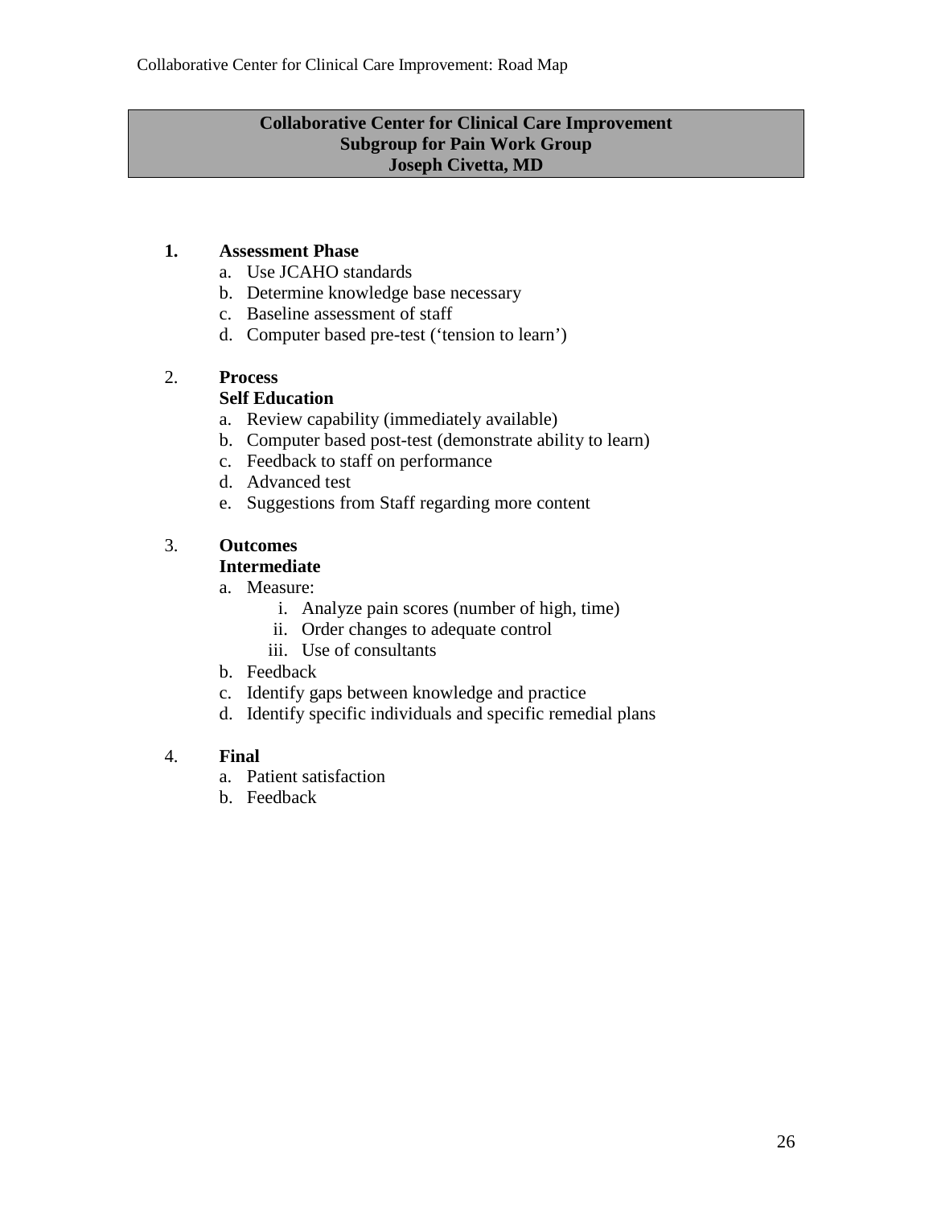**Collaborative Center for Clinical Care Improvement**
**Subgroup for Pain Work Group**
**Joseph Civetta, MD**

1. **Assessment Phase**
   a. Use JCAHO standards
   b. Determine knowledge base necessary
   c. Baseline assessment of staff
   d. Computer based pre-test ('tension to learn')

2. **Process**
   **Self Education**
   a. Review capability (immediately available)
   b. Computer based post-test (demonstrate ability to learn)
   c. Feedback to staff on performance
   d. Advanced test
   e. Suggestions from Staff regarding more content

3. **Outcomes**
   **Intermediate**
   a. Measure:
      i. Analyze pain scores (number of high, time)
      ii. Order changes to adequate control
      iii. Use of consultants
   b. Feedback
   c. Identify gaps between knowledge and practice
   d. Identify specific individuals and specific remedial plans

4. **Final**
   a. Patient satisfaction
   b. Feedback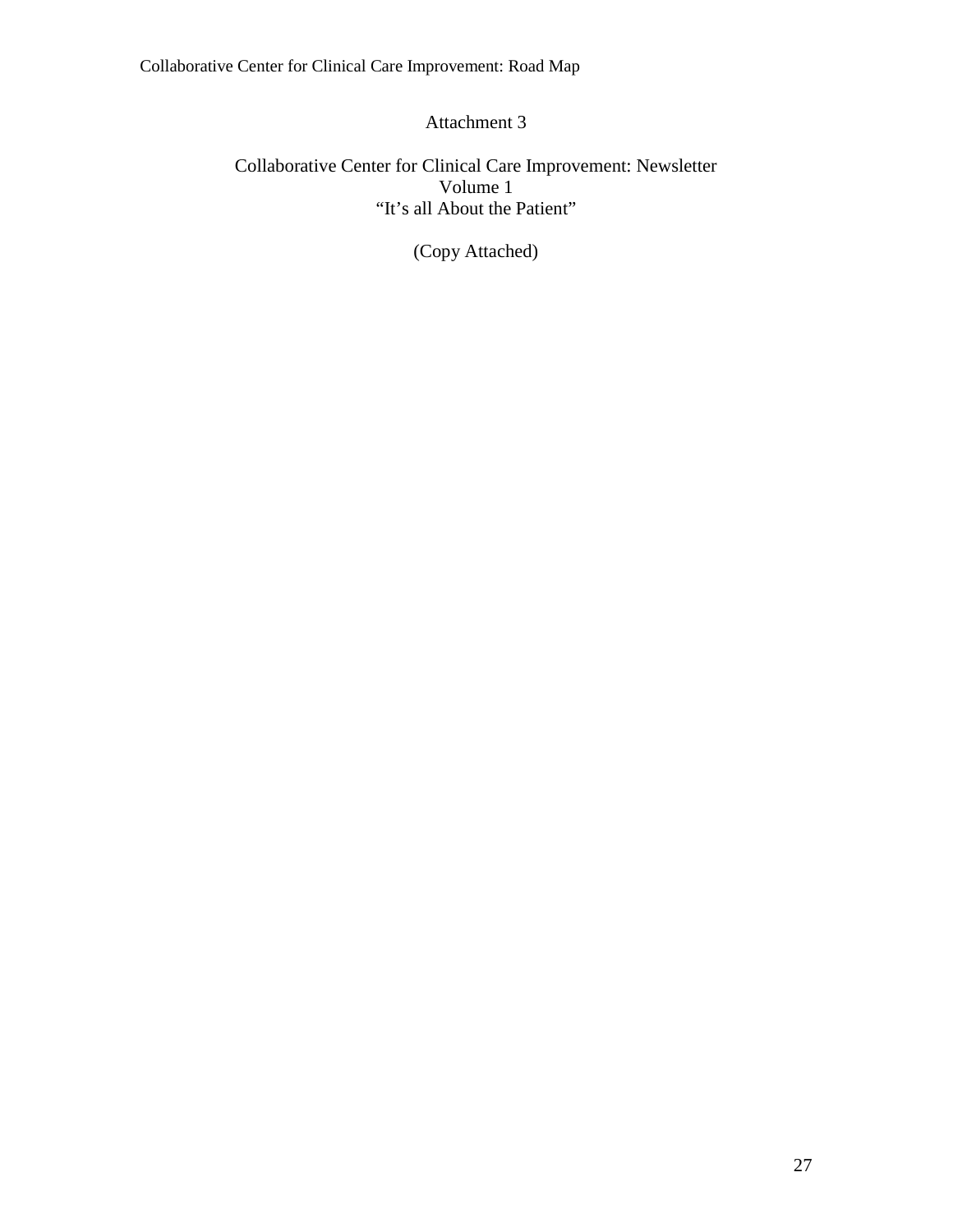Attachment 3

Collaborative Center for Clinical Care Improvement: Newsletter
Volume 1
"It's all About the Patient"

(Copy Attached)